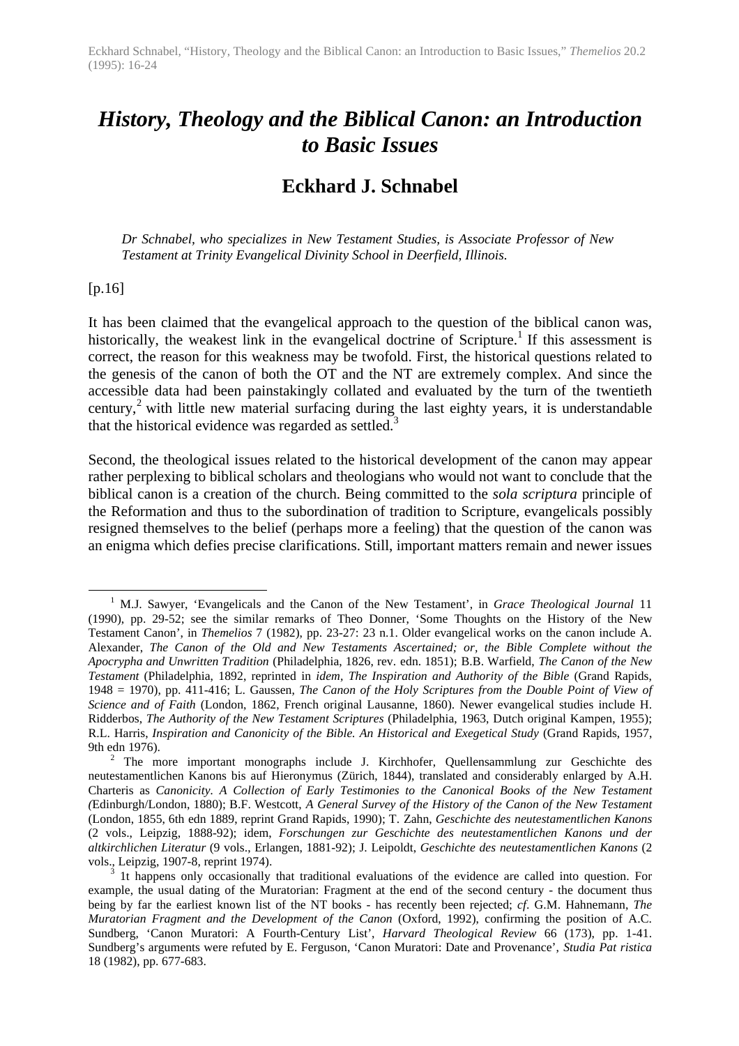Eckhard Schnabel, "History, Theology and the Biblical Canon: an Introduction to Basic Issues," *Themelios* 20.2 (1995): 16-24

# *History, Theology and the Biblical Canon: an Introduction to Basic Issues*

## Eckhard J. Schnabel

*Dr Schnabel, who specializes in New Testament Studies, is Associate Professor of New Testament at Trinity Evangelical Divinity School in Deerfield, Illinois.*

[p.16]

It has been claimed that the evangelical approach to the question of the biblical canon was, historically, the weakest link in the evangelical doctrine of Scripture.[1] If this assessment is correct, the reason for this weakness may be twofold. First, the historical questions related to the genesis of the canon of both the OT and the NT are extremely complex. And since the accessible data had been painstakingly collated and evaluated by the turn of the twentieth century,[2] with little new material surfacing during the last eighty years, it is understandable that the historical evidence was regarded as settled.[3]

Second, the theological issues related to the historical development of the canon may appear rather perplexing to biblical scholars and theologians who would not want to conclude that the biblical canon is a creation of the church. Being committed to the *sola scriptura* principle of the Reformation and thus to the subordination of tradition to Scripture, evangelicals possibly resigned themselves to the belief (perhaps more a feeling) that the question of the canon was an enigma which defies precise clarifications. Still, important matters remain and newer issues

---

[1] M.J. Sawyer, 'Evangelicals and the Canon of the New Testament', in *Grace Theological Journal* 11 (1990), pp. 29-52; see the similar remarks of Theo Donner, 'Some Thoughts on the History of the New Testament Canon', in *Themelios* 7 (1982), pp. 23-27: 23 n.1. Older evangelical works on the canon include A. Alexander, *The Canon of the Old and New Testaments Ascertained; or, the Bible Complete without the Apocrypha and Unwritten Tradition* (Philadelphia, 1826, rev. edn. 1851); B.B. Warfield, *The Canon of the New Testament* (Philadelphia, 1892, reprinted in *idem*, *The Inspiration and Authority of the Bible* (Grand Rapids, 1948 = 1970), pp. 411-416; L. Gaussen, *The Canon of the Holy Scriptures from the Double Point of View of Science and of Faith* (London, 1862, French original Lausanne, 1860). Newer evangelical studies include H. Ridderbos, *The Authority of the New Testament Scriptures* (Philadelphia, 1963, Dutch original Kampen, 1955); R.L. Harris, *Inspiration and Canonicity of the Bible. An Historical and Exegetical Study* (Grand Rapids, 1957, 9th edn 1976).

[2] The more important monographs include J. Kirchhofer, Quellensammlung zur Geschichte des neutestamentlichen Kanons bis auf Hieronymus (Zürich, 1844), translated and considerably enlarged by A.H. Charteris as *Canonicity. A Collection of Early Testimonies to the Canonical Books of the New Testament (*Edinburgh/London, 1880); B.F. Westcott, *A General Survey of the History of the Canon of the New Testament* (London, 1855, 6th edn 1889, reprint Grand Rapids, 1990); T. Zahn, *Geschichte des neutestamentlichen Kanons* (2 vols., Leipzig, 1888-92); idem, *Forschungen zur Geschichte des neutestamentlichen Kanons und der altkirchlichen Literatur* (9 vols., Erlangen, 1881-92); J. Leipoldt, *Geschichte des neutestamentlichen Kanons* (2 vols., Leipzig, 1907-8, reprint 1974).

[3] 1t happens only occasionally that traditional evaluations of the evidence are called into question. For example, the usual dating of the Muratorian: Fragment at the end of the second century - the document thus being by far the earliest known list of the NT books - has recently been rejected; *cf.* G.M. Hahnemann, *The Muratorian Fragment and the Development of the Canon* (Oxford, 1992), confirming the position of A.C. Sundberg, 'Canon Muratori: A Fourth-Century List', *Harvard Theological Review* 66 (173), pp. 1-41. Sundberg's arguments were refuted by E. Ferguson, 'Canon Muratori: Date and Provenance', *Studia Pat ristica* 18 (1982), pp. 677-683.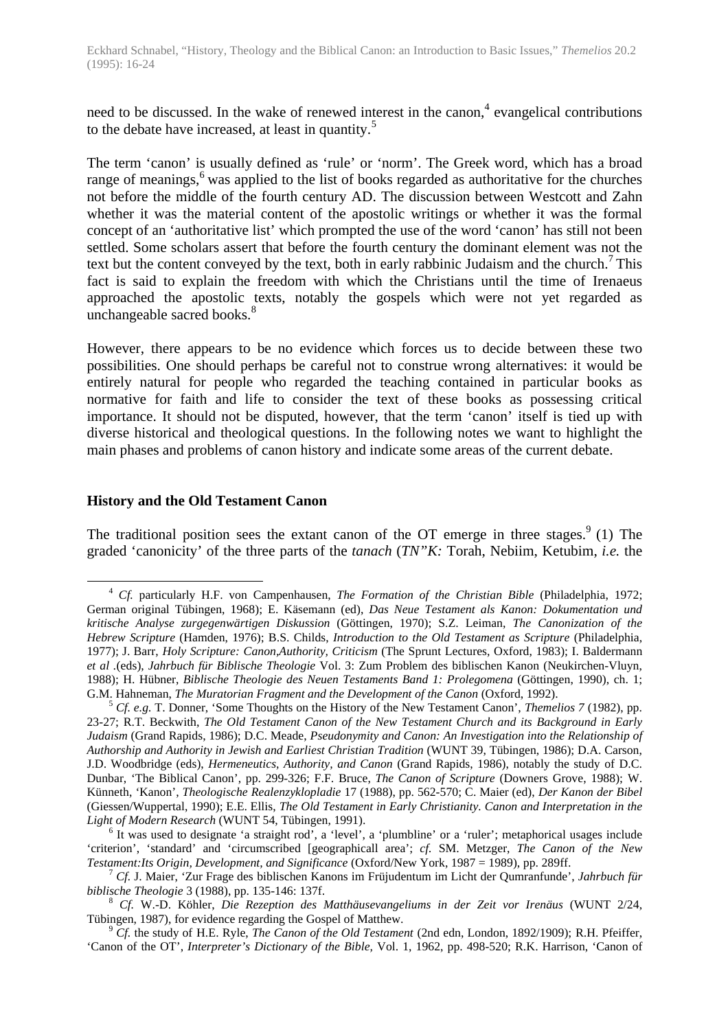need to be discussed. In the wake of renewed interest in the canon,[4] evangelical contributions to the debate have increased, at least in quantity.[5]

The term 'canon' is usually defined as 'rule' or 'norm'. The Greek word, which has a broad range of meanings,[6] was applied to the list of books regarded as authoritative for the churches not before the middle of the fourth century AD. The discussion between Westcott and Zahn whether it was the material content of the apostolic writings or whether it was the formal concept of an 'authoritative list' which prompted the use of the word 'canon' has still not been settled. Some scholars assert that before the fourth century the dominant element was not the text but the content conveyed by the text, both in early rabbinic Judaism and the church.[7] This fact is said to explain the freedom with which the Christians until the time of Irenaeus approached the apostolic texts, notably the gospels which were not yet regarded as unchangeable sacred books.[8]

However, there appears to be no evidence which forces us to decide between these two possibilities. One should perhaps be careful not to construe wrong alternatives: it would be entirely natural for people who regarded the teaching contained in particular books as normative for faith and life to consider the text of these books as possessing critical importance. It should not be disputed, however, that the term 'canon' itself is tied up with diverse historical and theological questions. In the following notes we want to highlight the main phases and problems of canon history and indicate some areas of the current debate.

## History and the Old Testament Canon

The traditional position sees the extant canon of the OT emerge in three stages.[9] (1) The graded 'canonicity' of the three parts of the *tanach* (*TN"K:* Torah, Nebiim, Ketubim, *i.e.* the

---

[4] *Cf.* particularly H.F. von Campenhausen, *The Formation of the Christian Bible* (Philadelphia, 1972; German original Tübingen, 1968); E. Käsemann (ed), *Das Neue Testament als Kanon: Dokumentation und kritische Analyse zurgegenwärtigen Diskussion* (Göttingen, 1970); S.Z. Leiman, *The Canonization of the Hebrew Scripture* (Hamden, 1976); B.S. Childs, *Introduction to the Old Testament as Scripture* (Philadelphia, 1977); J. Barr, *Holy Scripture: Canon,Authority, Criticism* (The Sprunt Lectures, Oxford, 1983); I. Baldermann *et al* .(eds), *Jahrbuch für Biblische Theologie* Vol. 3: Zum Problem des biblischen Kanon (Neukirchen-Vluyn, 1988); H. Hübner, *Biblische Theologie des Neuen Testaments Band 1: Prolegomena* (Göttingen, 1990), ch. 1; G.M. Hahneman, *The Muratorian Fragment and the Development of the Canon* (Oxford, 1992).

[5] *Cf. e.g.* T. Donner, 'Some Thoughts on the History of the New Testament Canon', *Themelios 7* (1982), pp. 23-27; R.T. Beckwith, *The Old Testament Canon of the New Testament Church and its Background in Early Judaism* (Grand Rapids, 1986); D.C. Meade, *Pseudonymity and Canon: An Investigation into the Relationship of Authorship and Authority in Jewish and Earliest Christian Tradition* (WUNT 39, Tübingen, 1986); D.A. Carson, J.D. Woodbridge (eds), *Hermeneutics, Authority, and Canon* (Grand Rapids, 1986), notably the study of D.C. Dunbar, 'The Biblical Canon', pp. 299-326; F.F. Bruce, *The Canon of Scripture* (Downers Grove, 1988); W. Künneth, 'Kanon', *Theologische Realenzyklopladie* 17 (1988), pp. 562-570; C. Maier (ed), *Der Kanon der Bibel* (Giessen/Wuppertal, 1990); E.E. Ellis, *The Old Testament in Early Christianity. Canon and Interpretation in the Light of Modern Research* (WUNT 54, Tübingen, 1991).

[6] It was used to designate 'a straight rod', a 'level', a 'plumbline' or a 'ruler'; metaphorical usages include 'criterion', 'standard' and 'circumscribed [geographicall area'; *cf.* SM. Metzger, *The Canon of the New Testament:Its Origin, Development, and Significance* (Oxford/New York, 1987 = 1989), pp. 289ff.

[7] *Cf.* J. Maier, 'Zur Frage des biblischen Kanons im Früjudentum im Licht der Qumranfunde', *Jahrbuch für biblische Theologie* 3 (1988), pp. 135-146: 137f.

[8] *Cf.* W.-D. Köhler, *Die Rezeption des Matthäusevangeliums in der Zeit vor Irenäus* (WUNT 2/24, Tübingen, 1987), for evidence regarding the Gospel of Matthew.

[9] *Cf.* the study of H.E. Ryle, *The Canon of the Old Testament* (2nd edn, London, 1892/1909); R.H. Pfeiffer, 'Canon of the OT', *Interpreter's Dictionary of the Bible,* Vol. 1, 1962, pp. 498-520; R.K. Harrison, 'Canon of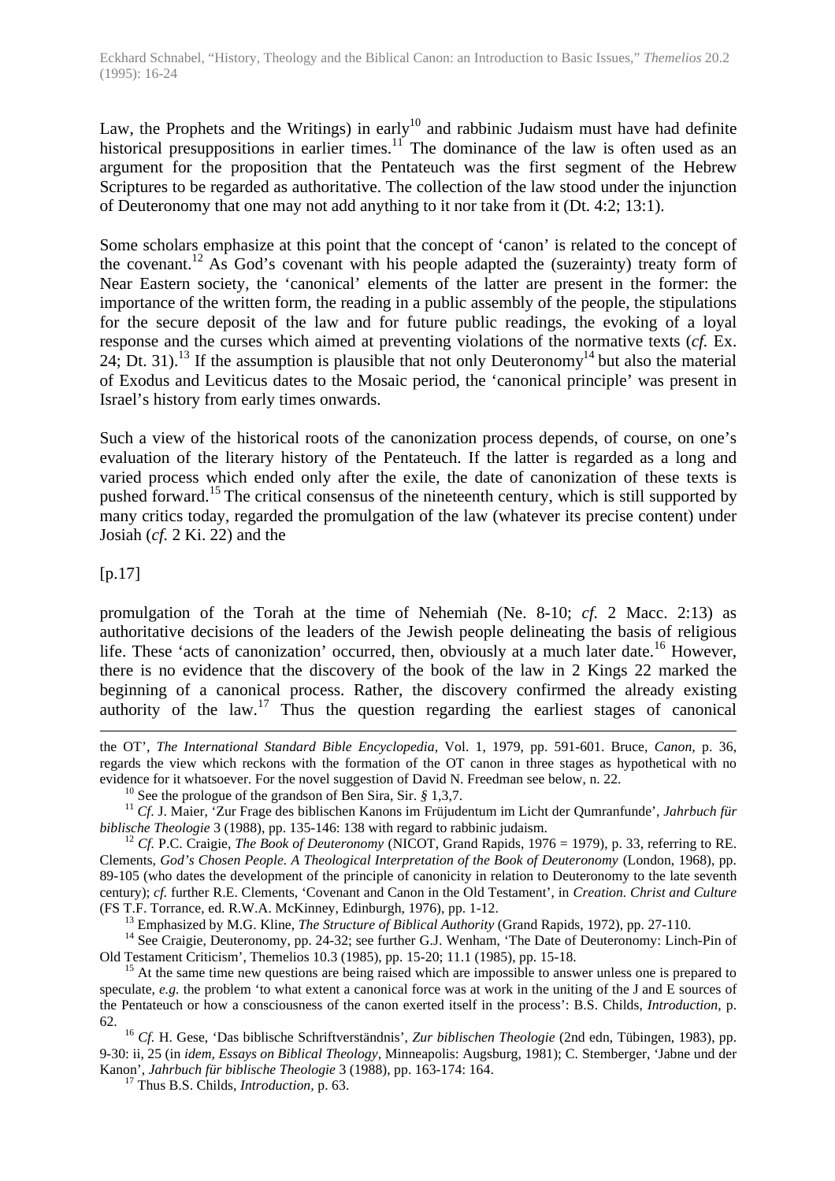Law, the Prophets and the Writings) in early[10] and rabbinic Judaism must have had definite historical presuppositions in earlier times.[11] The dominance of the law is often used as an argument for the proposition that the Pentateuch was the first segment of the Hebrew Scriptures to be regarded as authoritative. The collection of the law stood under the injunction of Deuteronomy that one may not add anything to it nor take from it (Dt. 4:2; 13:1).

Some scholars emphasize at this point that the concept of 'canon' is related to the concept of the covenant.[12] As God's covenant with his people adapted the (suzerainty) treaty form of Near Eastern society, the 'canonical' elements of the latter are present in the former: the importance of the written form, the reading in a public assembly of the people, the stipulations for the secure deposit of the law and for future public readings, the evoking of a loyal response and the curses which aimed at preventing violations of the normative texts (*cf.* Ex. 24; Dt. 31).[13] If the assumption is plausible that not only Deuteronomy[14] but also the material of Exodus and Leviticus dates to the Mosaic period, the 'canonical principle' was present in Israel's history from early times onwards.

Such a view of the historical roots of the canonization process depends, of course, on one's evaluation of the literary history of the Pentateuch. If the latter is regarded as a long and varied process which ended only after the exile, the date of canonization of these texts is pushed forward.[15] The critical consensus of the nineteenth century, which is still supported by many critics today, regarded the promulgation of the law (whatever its precise content) under Josiah (*cf.* 2 Ki. 22) and the

[p.17]

promulgation of the Torah at the time of Nehemiah (Ne. 8-10; *cf.* 2 Macc. 2:13) as authoritative decisions of the leaders of the Jewish people delineating the basis of religious life. These 'acts of canonization' occurred, then, obviously at a much later date.[16] However, there is no evidence that the discovery of the book of the law in 2 Kings 22 marked the beginning of a canonical process. Rather, the discovery confirmed the already existing authority of the law.[17] Thus the question regarding the earliest stages of canonical

---

the OT', *The International Standard Bible Encyclopedia,* Vol. 1, 1979, pp. 591-601. Bruce, *Canon,* p. 36, regards the view which reckons with the formation of the OT canon in three stages as hypothetical with no evidence for it whatsoever. For the novel suggestion of David N. Freedman see below, n. 22.

[10] See the prologue of the grandson of Ben Sira, Sir. *§* 1,3,7.

[11] *Cf.* J. Maier, 'Zur Frage des biblischen Kanons im Früjudentum im Licht der Qumranfunde', *Jahrbuch für biblische Theologie* 3 (1988), pp. 135-146: 138 with regard to rabbinic judaism.

[12] *Cf.* P.C. Craigie, *The Book of Deuteronomy* (NICOT, Grand Rapids, 1976 = 1979), p. 33, referring to RE. Clements, *God's Chosen People. A Theological Interpretation of the Book of Deuteronomy* (London, 1968), pp. 89-105 (who dates the development of the principle of canonicity in relation to Deuteronomy to the late seventh century); *cf.* further R.E. Clements, 'Covenant and Canon in the Old Testament', in *Creation. Christ and Culture* (FS T.F. Torrance, ed. R.W.A. McKinney, Edinburgh, 1976), pp. 1-12.

[13] Emphasized by M.G. Kline, *The Structure of Biblical Authority* (Grand Rapids, 1972), pp. 27-110.

[14] See Craigie, Deuteronomy, pp. 24-32; see further G.J. Wenham, 'The Date of Deuteronomy: Linch-Pin of Old Testament Criticism', Themelios 10.3 (1985), pp. 15-20; 11.1 (1985), pp. 15-18.

[15] At the same time new questions are being raised which are impossible to answer unless one is prepared to speculate, *e.g.* the problem 'to what extent a canonical force was at work in the uniting of the J and E sources of the Pentateuch or how a consciousness of the canon exerted itself in the process': B.S. Childs, *Introduction,* p. 62.

[16] *Cf.* H. Gese, 'Das biblische Schriftverständnis', *Zur biblischen Theologie* (2nd edn, Tübingen, 1983), pp. 9-30: ii, 25 (in *idem, Essays on Biblical Theology,* Minneapolis: Augsburg, 1981); C. Stemberger, 'Jabne und der Kanon', *Jahrbuch für biblische Theologie* 3 (1988), pp. 163-174: 164.

[17] Thus B.S. Childs, *Introduction,* p. 63.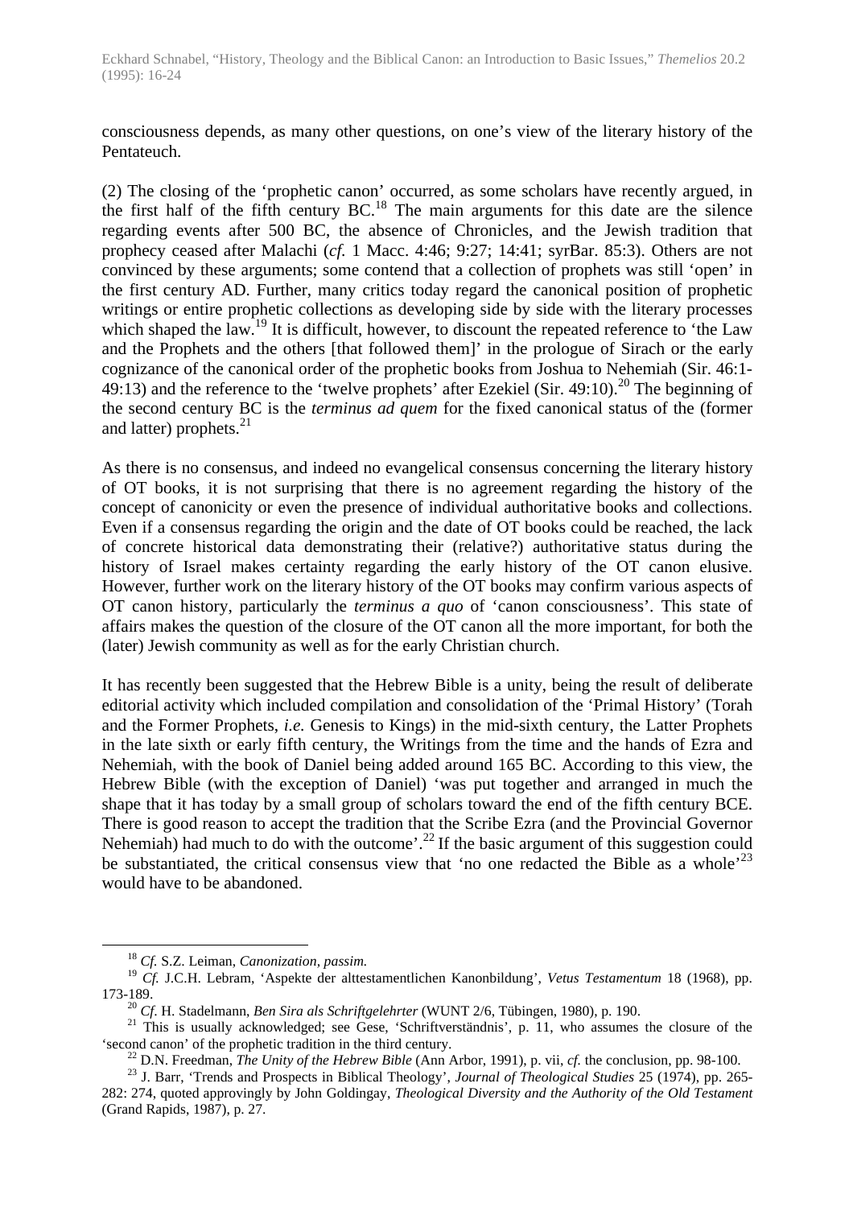consciousness depends, as many other questions, on one's view of the literary history of the Pentateuch.

(2) The closing of the 'prophetic canon' occurred, as some scholars have recently argued, in the first half of the fifth century BC.[18] The main arguments for this date are the silence regarding events after 500 BC, the absence of Chronicles, and the Jewish tradition that prophecy ceased after Malachi (*cf.* 1 Macc. 4:46; 9:27; 14:41; syrBar. 85:3). Others are not convinced by these arguments; some contend that a collection of prophets was still 'open' in the first century AD. Further, many critics today regard the canonical position of prophetic writings or entire prophetic collections as developing side by side with the literary processes which shaped the law.[19] It is difficult, however, to discount the repeated reference to 'the Law and the Prophets and the others [that followed them]' in the prologue of Sirach or the early cognizance of the canonical order of the prophetic books from Joshua to Nehemiah (Sir. 46:1-49:13) and the reference to the 'twelve prophets' after Ezekiel (Sir. 49:10).[20] The beginning of the second century BC is the *terminus ad quem* for the fixed canonical status of the (former and latter) prophets.[21]

As there is no consensus, and indeed no evangelical consensus concerning the literary history of OT books, it is not surprising that there is no agreement regarding the history of the concept of canonicity or even the presence of individual authoritative books and collections. Even if a consensus regarding the origin and the date of OT books could be reached, the lack of concrete historical data demonstrating their (relative?) authoritative status during the history of Israel makes certainty regarding the early history of the OT canon elusive. However, further work on the literary history of the OT books may confirm various aspects of OT canon history, particularly the *terminus a quo* of 'canon consciousness'. This state of affairs makes the question of the closure of the OT canon all the more important, for both the (later) Jewish community as well as for the early Christian church.

It has recently been suggested that the Hebrew Bible is a unity, being the result of deliberate editorial activity which included compilation and consolidation of the 'Primal History' (Torah and the Former Prophets, *i.e.* Genesis to Kings) in the mid-sixth century, the Latter Prophets in the late sixth or early fifth century, the Writings from the time and the hands of Ezra and Nehemiah, with the book of Daniel being added around 165 BC. According to this view, the Hebrew Bible (with the exception of Daniel) 'was put together and arranged in much the shape that it has today by a small group of scholars toward the end of the fifth century BCE. There is good reason to accept the tradition that the Scribe Ezra (and the Provincial Governor Nehemiah) had much to do with the outcome'.[22] If the basic argument of this suggestion could be substantiated, the critical consensus view that 'no one redacted the Bible as a whole'[23] would have to be abandoned.

---

[18] *Cf.* S.Z. Leiman, *Canonization, passim.*

[19] *Cf.* J.C.H. Lebram, 'Aspekte der alttestamentlichen Kanonbildung', *Vetus Testamentum* 18 (1968), pp. 173-189.

[20] *Cf.* H. Stadelmann, *Ben Sira als Schriftgelehrter* (WUNT 2/6, Tübingen, 1980), p. 190.

[21] This is usually acknowledged; see Gese, 'Schriftverständnis', p. 11, who assumes the closure of the 'second canon' of the prophetic tradition in the third century.

[22] D.N. Freedman, *The Unity of the Hebrew Bible* (Ann Arbor, 1991), p. vii, *cf.* the conclusion, pp. 98-100.

[23] J. Barr, 'Trends and Prospects in Biblical Theology', *Journal of Theological Studies* 25 (1974), pp. 265-282: 274, quoted approvingly by John Goldingay, *Theological Diversity and the Authority of the Old Testament* (Grand Rapids, 1987), p. 27.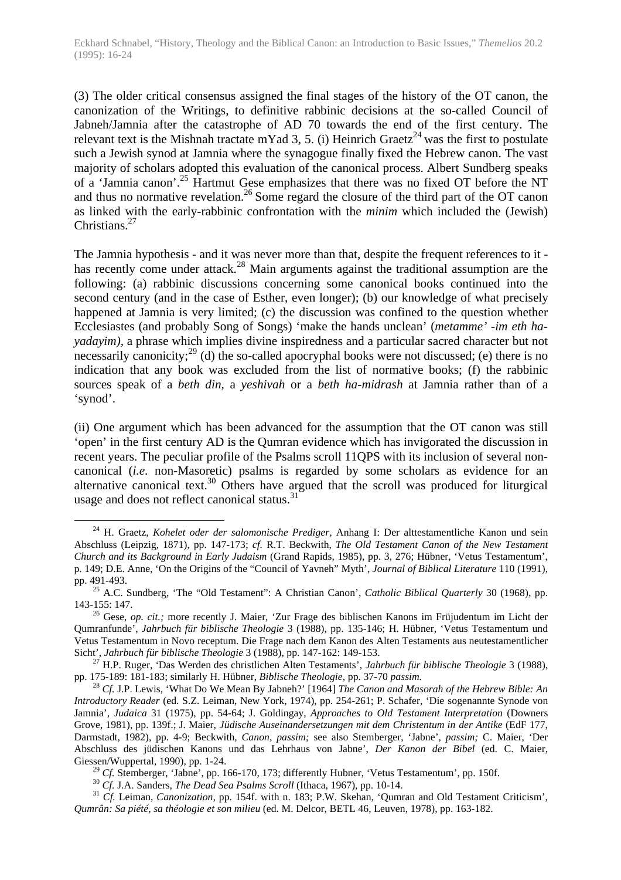(3) The older critical consensus assigned the final stages of the history of the OT canon, the canonization of the Writings, to definitive rabbinic decisions at the so-called Council of Jabneh/Jamnia after the catastrophe of AD 70 towards the end of the first century. The relevant text is the Mishnah tractate mYad 3, 5. (i) Heinrich Graetz[24] was the first to postulate such a Jewish synod at Jamnia where the synagogue finally fixed the Hebrew canon. The vast majority of scholars adopted this evaluation of the canonical process. Albert Sundberg speaks of a 'Jamnia canon'.[25] Hartmut Gese emphasizes that there was no fixed OT before the NT and thus no normative revelation.[26] Some regard the closure of the third part of the OT canon as linked with the early-rabbinic confrontation with the *minim* which included the (Jewish) Christians.[27]

The Jamnia hypothesis - and it was never more than that, despite the frequent references to it - has recently come under attack.[28] Main arguments against the traditional assumption are the following: (a) rabbinic discussions concerning some canonical books continued into the second century (and in the case of Esther, even longer); (b) our knowledge of what precisely happened at Jamnia is very limited; (c) the discussion was confined to the question whether Ecclesiastes (and probably Song of Songs) 'make the hands unclean' (*metamme' -im eth ha-yadayim)*, a phrase which implies divine inspiredness and a particular sacred character but not necessarily canonicity;[29] (d) the so-called apocryphal books were not discussed; (e) there is no indication that any book was excluded from the list of normative books; (f) the rabbinic sources speak of a *beth din*, a *yeshivah* or a *beth ha-midrash* at Jamnia rather than of a 'synod'.

(ii) One argument which has been advanced for the assumption that the OT canon was still 'open' in the first century AD is the Qumran evidence which has invigorated the discussion in recent years. The peculiar profile of the Psalms scroll 11QPS with its inclusion of several non-canonical (*i.e*. non-Masoretic) psalms is regarded by some scholars as evidence for an alternative canonical text.[30] Others have argued that the scroll was produced for liturgical usage and does not reflect canonical status.[31]

---

[24] H. Graetz, *Kohelet oder der salomonische Prediger*, Anhang I: Der alttestamentliche Kanon und sein Abschluss (Leipzig, 1871), pp. 147-173; *cf.* R.T. Beckwith, *The Old Testament Canon of the New Testament Church and its Background in Early Judaism* (Grand Rapids, 1985), pp. 3, 276; Hübner, 'Vetus Testamentum', p. 149; D.E. Anne, 'On the Origins of the "Council of Yavneh" Myth', *Journal of Biblical Literature* 110 (1991), pp. 491-493.

[25] A.C. Sundberg, 'The "Old Testament": A Christian Canon', *Catholic Biblical Quarterly* 30 (1968), pp. 143-155: 147.

[26] Gese, *op. cit.;* more recently J. Maier, 'Zur Frage des biblischen Kanons im Früjudentum im Licht der Qumranfunde', *Jahrbuch für biblische Theologie* 3 (1988), pp. 135-146; H. Hübner, 'Vetus Testamentum und Vetus Testamentum in Novo receptum. Die Frage nach dem Kanon des Alten Testaments aus neutestamentlicher Sicht', *Jahrbuch für biblische Theologie* 3 (1988), pp. 147-162: 149-153.

[27] H.P. Ruger, 'Das Werden des christlichen Alten Testaments', *Jahrbuch für biblische Theologie* 3 (1988), pp. 175-189: 181-183; similarly H. Hübner, *Biblische Theologie*, pp. 37-70 *passim.*

[28] *Cf.* J.P. Lewis, 'What Do We Mean By Jabneh?' [1964] *The Canon and Masorah of the Hebrew Bible: An Introductory Reader* (ed. S.Z. Leiman, New York, 1974), pp. 254-261; P. Schafer, 'Die sogenannte Synode von Jamnia', *Judaica* 31 (1975), pp. 54-64; J. Goldingay, *Approaches to Old Testament Interpretation* (Downers Grove, 1981), pp. 139f.; J. Maier, *Jüdische Auseinandersetzungen mit dem Christentum in der Antike* (EdF 177, Darmstadt, 1982), pp. 4-9; Beckwith, *Canon, passim;* see also Stemberger, 'Jabne', *passim;* C. Maier, 'Der Abschluss des jüdischen Kanons und das Lehrhaus von Jabne', *Der Kanon der Bibel* (ed. C. Maier, Giessen/Wuppertal, 1990), pp. 1-24.

[29] *Cf.* Stemberger, 'Jabne', pp. 166-170, 173; differently Hubner, 'Vetus Testamentum', pp. 150f.

[30] *Cf.* J.A. Sanders, *The Dead Sea Psalms Scroll* (Ithaca, 1967), pp. 10-14.

[31] *Cf.* Leiman, *Canonization,* pp. 154f. with n. 183; P.W. Skehan, 'Qumran and Old Testament Criticism', *Qumrân: Sa piété, sa théologie et son milieu* (ed. M. Delcor, BETL 46, Leuven, 1978), pp. 163-182.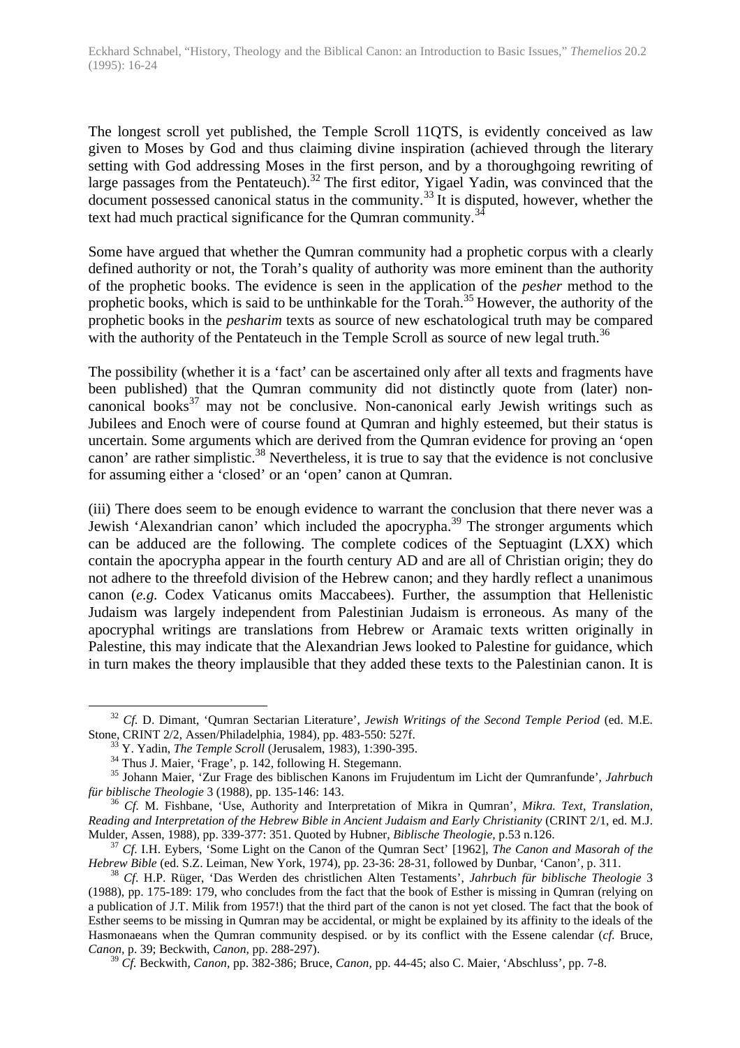The longest scroll yet published, the Temple Scroll 11QTS, is evidently conceived as law given to Moses by God and thus claiming divine inspiration (achieved through the literary setting with God addressing Moses in the first person, and by a thoroughgoing rewriting of large passages from the Pentateuch).[32] The first editor, Yigael Yadin, was convinced that the document possessed canonical status in the community.[33] It is disputed, however, whether the text had much practical significance for the Qumran community.[34]

Some have argued that whether the Qumran community had a prophetic corpus with a clearly defined authority or not, the Torah's quality of authority was more eminent than the authority of the prophetic books. The evidence is seen in the application of the *pesher* method to the prophetic books, which is said to be unthinkable for the Torah.[35] However, the authority of the prophetic books in the *pesharim* texts as source of new eschatological truth may be compared with the authority of the Pentateuch in the Temple Scroll as source of new legal truth.[36]

The possibility (whether it is a 'fact' can be ascertained only after all texts and fragments have been published) that the Qumran community did not distinctly quote from (later) non-canonical books[37] may not be conclusive. Non-canonical early Jewish writings such as Jubilees and Enoch were of course found at Qumran and highly esteemed, but their status is uncertain. Some arguments which are derived from the Qumran evidence for proving an 'open canon' are rather simplistic.[38] Nevertheless, it is true to say that the evidence is not conclusive for assuming either a 'closed' or an 'open' canon at Qumran.

(iii) There does seem to be enough evidence to warrant the conclusion that there never was a Jewish 'Alexandrian canon' which included the apocrypha.[39] The stronger arguments which can be adduced are the following. The complete codices of the Septuagint (LXX) which contain the apocrypha appear in the fourth century AD and are all of Christian origin; they do not adhere to the threefold division of the Hebrew canon; and they hardly reflect a unanimous canon (*e.g.* Codex Vaticanus omits Maccabees). Further, the assumption that Hellenistic Judaism was largely independent from Palestinian Judaism is erroneous. As many of the apocryphal writings are translations from Hebrew or Aramaic texts written originally in Palestine, this may indicate that the Alexandrian Jews looked to Palestine for guidance, which in turn makes the theory implausible that they added these texts to the Palestinian canon. It is

---

[32] *Cf.* D. Dimant, 'Qumran Sectarian Literature', *Jewish Writings of the Second Temple Period* (ed. M.E. Stone, CRINT 2/2, Assen/Philadelphia, 1984), pp. 483-550: 527f.

[33] Y. Yadin, *The Temple Scroll* (Jerusalem, 1983), 1:390-395.

[34] Thus J. Maier, 'Frage', p. 142, following H. Stegemann.

[35] Johann Maier, 'Zur Frage des biblischen Kanons im Frujudentum im Licht der Qumranfunde', *Jahrbuch für biblische Theologie* 3 (1988), pp. 135-146: 143.

[36] *Cf.* M. Fishbane, 'Use, Authority and Interpretation of Mikra in Qumran', *Mikra. Text, Translation, Reading and Interpretation of the Hebrew Bible in Ancient Judaism and Early Christianity* (CRINT 2/1, ed. M.J. Mulder, Assen, 1988), pp. 339-377: 351. Quoted by Hubner, *Biblische Theologie*, p.53 n.126.

[37] *Cf.* I.H. Eybers, 'Some Light on the Canon of the Qumran Sect' [1962], *The Canon and Masorah of the Hebrew Bible* (ed. S.Z. Leiman, New York, 1974), pp. 23-36: 28-31, followed by Dunbar, 'Canon', p. 311.

[38] *Cf.* H.P. Rüger, 'Das Werden des christlichen Alten Testaments', *Jahrbuch für biblische Theologie* 3 (1988), pp. 175-189: 179, who concludes from the fact that the book of Esther is missing in Qumran (relying on a publication of J.T. Milik from 1957!) that the third part of the canon is not yet closed. The fact that the book of Esther seems to be missing in Qumran may be accidental, or might be explained by its affinity to the ideals of the Hasmonaeans when the Qumran community despised. or by its conflict with the Essene calendar (*cf.* Bruce, *Canon*, p. 39; Beckwith, *Canon*, pp. 288-297).

[39] *Cf.* Beckwith, *Canon*, pp. 382-386; Bruce, *Canon*, pp. 44-45; also C. Maier, 'Abschluss', pp. 7-8.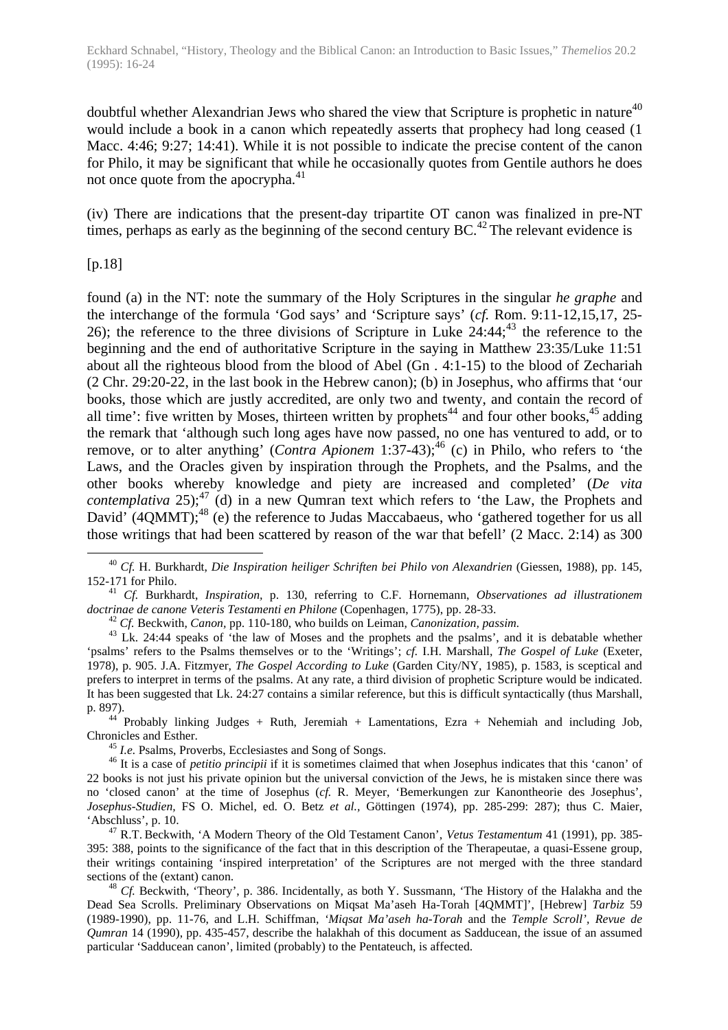doubtful whether Alexandrian Jews who shared the view that Scripture is prophetic in nature[40] would include a book in a canon which repeatedly asserts that prophecy had long ceased (1 Macc. 4:46; 9:27; 14:41). While it is not possible to indicate the precise content of the canon for Philo, it may be significant that while he occasionally quotes from Gentile authors he does not once quote from the apocrypha.[41]

(iv) There are indications that the present-day tripartite OT canon was finalized in pre-NT times, perhaps as early as the beginning of the second century BC.[42] The relevant evidence is

[p.18]

found (a) in the NT: note the summary of the Holy Scriptures in the singular *he graphe* and the interchange of the formula 'God says' and 'Scripture says' (*cf.* Rom. 9:11-12,15,17, 25-26); the reference to the three divisions of Scripture in Luke 24:44;[43] the reference to the beginning and the end of authoritative Scripture in the saying in Matthew 23:35/Luke 11:51 about all the righteous blood from the blood of Abel (Gn . 4:1-15) to the blood of Zechariah (2 Chr. 29:20-22, in the last book in the Hebrew canon); (b) in Josephus, who affirms that 'our books, those which are justly accredited, are only two and twenty, and contain the record of all time': five written by Moses, thirteen written by prophets[44] and four other books,[45] adding the remark that 'although such long ages have now passed, no one has ventured to add, or to remove, or to alter anything' (*Contra Apionem* 1:37-43);[46] (c) in Philo, who refers to 'the Laws, and the Oracles given by inspiration through the Prophets, and the Psalms, and the other books whereby knowledge and piety are increased and completed' (*De vita contemplativa* 25);[47] (d) in a new Qumran text which refers to 'the Law, the Prophets and David' (4QMMT);[48] (e) the reference to Judas Maccabaeus, who 'gathered together for us all those writings that had been scattered by reason of the war that befell' (2 Macc. 2:14) as 300

---

[40] *Cf.* H. Burkhardt, *Die Inspiration heiliger Schriften bei Philo von Alexandrien* (Giessen, 1988), pp. 145, 152-171 for Philo.

[41] *Cf.* Burkhardt, *Inspiration*, p. 130, referring to C.F. Hornemann, *Observationes ad illustrationem doctrinae de canone Veteris Testamenti en Philone* (Copenhagen, 1775), pp. 28-33.

[42] *Cf.* Beckwith, *Canon*, pp. 110-180, who builds on Leiman, *Canonization, passim*.

[43] Lk. 24:44 speaks of 'the law of Moses and the prophets and the psalms', and it is debatable whether 'psalms' refers to the Psalms themselves or to the 'Writings'; *cf.* I.H. Marshall, *The Gospel of Luke* (Exeter, 1978), p. 905. J.A. Fitzmyer, *The Gospel According to Luke* (Garden City/NY, 1985), p. 1583, is sceptical and prefers to interpret in terms of the psalms. At any rate, a third division of prophetic Scripture would be indicated. It has been suggested that Lk. 24:27 contains a similar reference, but this is difficult syntactically (thus Marshall, p. 897).

[44] Probably linking Judges + Ruth, Jeremiah + Lamentations, Ezra + Nehemiah and including Job, Chronicles and Esther.

[45] *I.e.* Psalms, Proverbs, Ecclesiastes and Song of Songs.

[46] It is a case of *petitio principii* if it is sometimes claimed that when Josephus indicates that this 'canon' of 22 books is not just his private opinion but the universal conviction of the Jews, he is mistaken since there was no 'closed canon' at the time of Josephus (*cf.* R. Meyer, 'Bemerkungen zur Kanontheorie des Josephus', *Josephus-Studien*, FS O. Michel, ed. O. Betz *et al.*, Göttingen (1974), pp. 285-299: 287); thus C. Maier, 'Abschluss', p. 10.

[47] R.T. Beckwith, 'A Modern Theory of the Old Testament Canon', *Vetus Testamentum* 41 (1991), pp. 385-395: 388, points to the significance of the fact that in this description of the Therapeutae, a quasi-Essene group, their writings containing 'inspired interpretation' of the Scriptures are not merged with the three standard sections of the (extant) canon.

[48] *Cf.* Beckwith, 'Theory', p. 386. Incidentally, as both Y. Sussmann, 'The History of the Halakha and the Dead Sea Scrolls. Preliminary Observations on Miqsat Ma'aseh Ha-Torah [4QMMT]', [Hebrew] *Tarbiz* 59 (1989-1990), pp. 11-76, and L.H. Schiffman, '*Miqsat Ma'aseh ha-Torah* and the *Temple Scroll*', *Revue de Qumran* 14 (1990), pp. 435-457, describe the halakhah of this document as Sadducean, the issue of an assumed particular 'Sadducean canon', limited (probably) to the Pentateuch, is affected.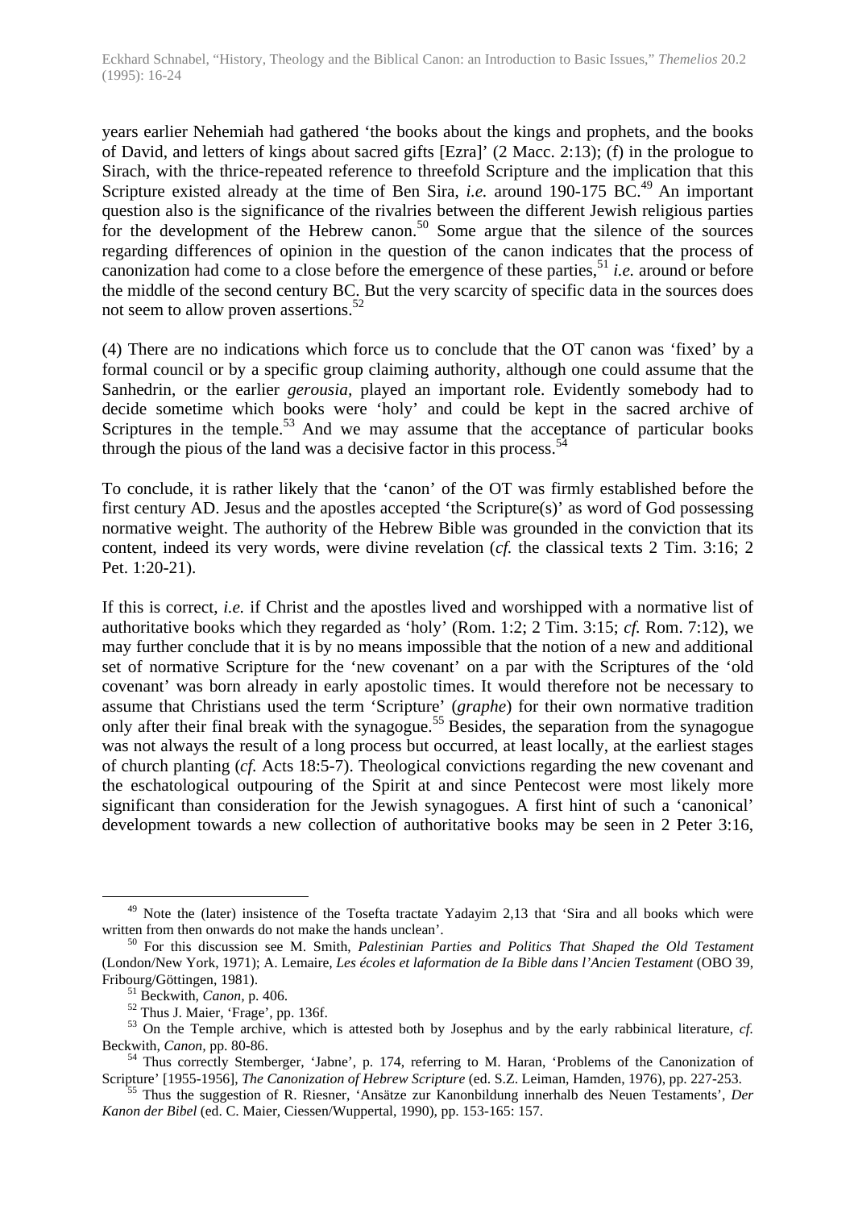years earlier Nehemiah had gathered 'the books about the kings and prophets, and the books of David, and letters of kings about sacred gifts [Ezra]' (2 Macc. 2:13); (f) in the prologue to Sirach, with the thrice-repeated reference to threefold Scripture and the implication that this Scripture existed already at the time of Ben Sira, *i.e.* around 190-175 BC.[49] An important question also is the significance of the rivalries between the different Jewish religious parties for the development of the Hebrew canon.[50] Some argue that the silence of the sources regarding differences of opinion in the question of the canon indicates that the process of canonization had come to a close before the emergence of these parties,[51] *i.e.* around or before the middle of the second century BC. But the very scarcity of specific data in the sources does not seem to allow proven assertions.[52]

(4) There are no indications which force us to conclude that the OT canon was 'fixed' by a formal council or by a specific group claiming authority, although one could assume that the Sanhedrin, or the earlier *gerousia*, played an important role. Evidently somebody had to decide sometime which books were 'holy' and could be kept in the sacred archive of Scriptures in the temple.[53] And we may assume that the acceptance of particular books through the pious of the land was a decisive factor in this process.[54]

To conclude, it is rather likely that the 'canon' of the OT was firmly established before the first century AD. Jesus and the apostles accepted 'the Scripture(s)' as word of God possessing normative weight. The authority of the Hebrew Bible was grounded in the conviction that its content, indeed its very words, were divine revelation (*cf.* the classical texts 2 Tim. 3:16; 2 Pet. 1:20-21).

If this is correct, *i.e.* if Christ and the apostles lived and worshipped with a normative list of authoritative books which they regarded as 'holy' (Rom. 1:2; 2 Tim. 3:15; *cf.* Rom. 7:12), we may further conclude that it is by no means impossible that the notion of a new and additional set of normative Scripture for the 'new covenant' on a par with the Scriptures of the 'old covenant' was born already in early apostolic times. It would therefore not be necessary to assume that Christians used the term 'Scripture' (*graphe*) for their own normative tradition only after their final break with the synagogue.[55] Besides, the separation from the synagogue was not always the result of a long process but occurred, at least locally, at the earliest stages of church planting (*cf.* Acts 18:5-7). Theological convictions regarding the new covenant and the eschatological outpouring of the Spirit at and since Pentecost were most likely more significant than consideration for the Jewish synagogues. A first hint of such a 'canonical' development towards a new collection of authoritative books may be seen in 2 Peter 3:16,

---

[49] Note the (later) insistence of the Tosefta tractate Yadayim 2,13 that 'Sira and all books which were written from then onwards do not make the hands unclean'.

[50] For this discussion see M. Smith, *Palestinian Parties and Politics That Shaped the Old Testament* (London/New York, 1971); A. Lemaire, *Les écoles et laformation de Ia Bible dans l'Ancien Testament* (OBO 39, Fribourg/Göttingen, 1981).

[51] Beckwith, *Canon*, p. 406.

[52] Thus J. Maier, 'Frage', pp. 136f.

[53] On the Temple archive, which is attested both by Josephus and by the early rabbinical literature, *cf.* Beckwith, *Canon*, pp. 80-86.

[54] Thus correctly Stemberger, 'Jabne', p. 174, referring to M. Haran, 'Problems of the Canonization of Scripture' [1955-1956], *The Canonization of Hebrew Scripture* (ed. S.Z. Leiman, Hamden, 1976), pp. 227-253.

[55] Thus the suggestion of R. Riesner, 'Ansätze zur Kanonbildung innerhalb des Neuen Testaments', *Der Kanon der Bibel* (ed. C. Maier, Ciessen/Wuppertal, 1990), pp. 153-165: 157.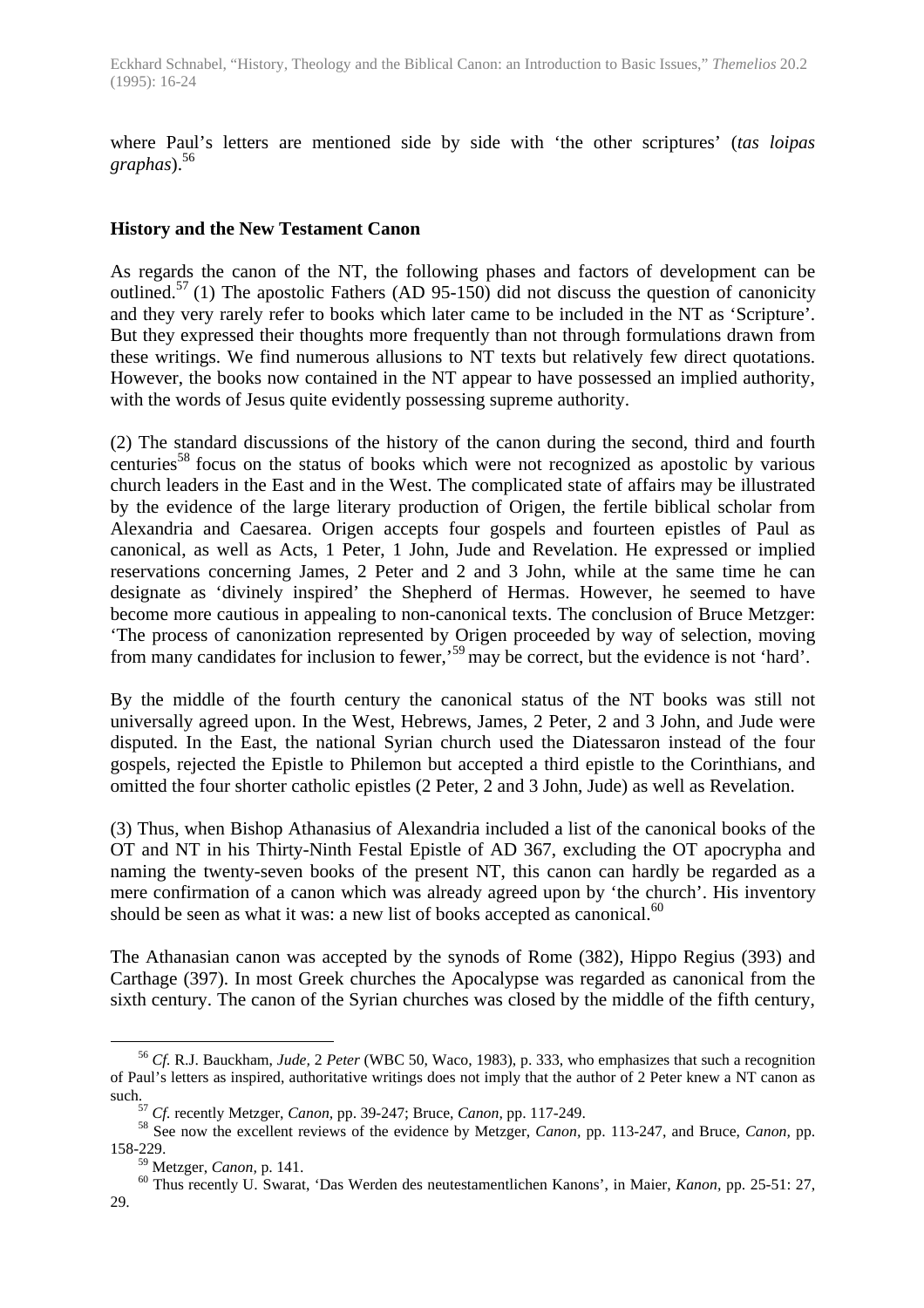where Paul's letters are mentioned side by side with 'the other scriptures' (*tas loipas graphas*).[56]

## History and the New Testament Canon

As regards the canon of the NT, the following phases and factors of development can be outlined.[57] (1) The apostolic Fathers (AD 95-150) did not discuss the question of canonicity and they very rarely refer to books which later came to be included in the NT as 'Scripture'. But they expressed their thoughts more frequently than not through formulations drawn from these writings. We find numerous allusions to NT texts but relatively few direct quotations. However, the books now contained in the NT appear to have possessed an implied authority, with the words of Jesus quite evidently possessing supreme authority.

(2) The standard discussions of the history of the canon during the second, third and fourth centuries[58] focus on the status of books which were not recognized as apostolic by various church leaders in the East and in the West. The complicated state of affairs may be illustrated by the evidence of the large literary production of Origen, the fertile biblical scholar from Alexandria and Caesarea. Origen accepts four gospels and fourteen epistles of Paul as canonical, as well as Acts, 1 Peter, 1 John, Jude and Revelation. He expressed or implied reservations concerning James, 2 Peter and 2 and 3 John, while at the same time he can designate as 'divinely inspired' the Shepherd of Hermas. However, he seemed to have become more cautious in appealing to non-canonical texts. The conclusion of Bruce Metzger: 'The process of canonization represented by Origen proceeded by way of selection, moving from many candidates for inclusion to fewer,'[59] may be correct, but the evidence is not 'hard'.

By the middle of the fourth century the canonical status of the NT books was still not universally agreed upon. In the West, Hebrews, James, 2 Peter, 2 and 3 John, and Jude were disputed. In the East, the national Syrian church used the Diatessaron instead of the four gospels, rejected the Epistle to Philemon but accepted a third epistle to the Corinthians, and omitted the four shorter catholic epistles (2 Peter, 2 and 3 John, Jude) as well as Revelation.

(3) Thus, when Bishop Athanasius of Alexandria included a list of the canonical books of the OT and NT in his Thirty-Ninth Festal Epistle of AD 367, excluding the OT apocrypha and naming the twenty-seven books of the present NT, this canon can hardly be regarded as a mere confirmation of a canon which was already agreed upon by 'the church'. His inventory should be seen as what it was: a new list of books accepted as canonical.[60]

The Athanasian canon was accepted by the synods of Rome (382), Hippo Regius (393) and Carthage (397). In most Greek churches the Apocalypse was regarded as canonical from the sixth century. The canon of the Syrian churches was closed by the middle of the fifth century,

---

[56] *Cf.* R.J. Bauckham, *Jude,* 2 *Peter* (WBC 50, Waco, 1983), p. 333, who emphasizes that such a recognition of Paul's letters as inspired, authoritative writings does not imply that the author of 2 Peter knew a NT canon as such.

[57] *Cf.* recently Metzger, *Canon,* pp. 39-247; Bruce, *Canon,* pp. 117-249.

[58] See now the excellent reviews of the evidence by Metzger, *Canon,* pp. 113-247, and Bruce, *Canon,* pp. 158-229.

[59] Metzger, *Canon,* p. 141.

[60] Thus recently U. Swarat, 'Das Werden des neutestamentlichen Kanons', in Maier, *Kanon,* pp. 25-51: 27, 29.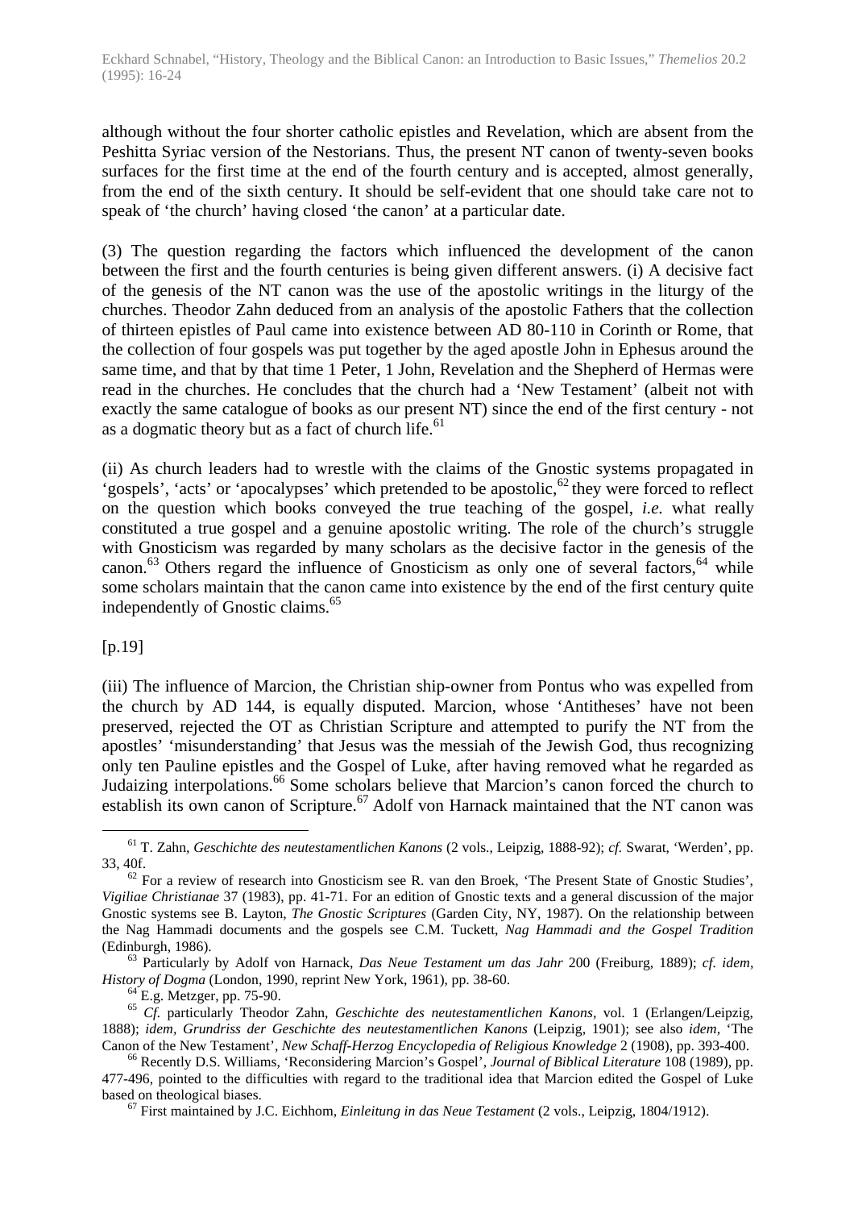although without the four shorter catholic epistles and Revelation, which are absent from the Peshitta Syriac version of the Nestorians. Thus, the present NT canon of twenty-seven books surfaces for the first time at the end of the fourth century and is accepted, almost generally, from the end of the sixth century. It should be self-evident that one should take care not to speak of 'the church' having closed 'the canon' at a particular date.

(3) The question regarding the factors which influenced the development of the canon between the first and the fourth centuries is being given different answers. (i) A decisive fact of the genesis of the NT canon was the use of the apostolic writings in the liturgy of the churches. Theodor Zahn deduced from an analysis of the apostolic Fathers that the collection of thirteen epistles of Paul came into existence between AD 80-110 in Corinth or Rome, that the collection of four gospels was put together by the aged apostle John in Ephesus around the same time, and that by that time 1 Peter, 1 John, Revelation and the Shepherd of Hermas were read in the churches. He concludes that the church had a 'New Testament' (albeit not with exactly the same catalogue of books as our present NT) since the end of the first century - not as a dogmatic theory but as a fact of church life.[61]

(ii) As church leaders had to wrestle with the claims of the Gnostic systems propagated in 'gospels', 'acts' or 'apocalypses' which pretended to be apostolic,[62] they were forced to reflect on the question which books conveyed the true teaching of the gospel, *i.e.* what really constituted a true gospel and a genuine apostolic writing. The role of the church's struggle with Gnosticism was regarded by many scholars as the decisive factor in the genesis of the canon.[63] Others regard the influence of Gnosticism as only one of several factors,[64] while some scholars maintain that the canon came into existence by the end of the first century quite independently of Gnostic claims.[65]

[p.19]

(iii) The influence of Marcion, the Christian ship-owner from Pontus who was expelled from the church by AD 144, is equally disputed. Marcion, whose 'Antitheses' have not been preserved, rejected the OT as Christian Scripture and attempted to purify the NT from the apostles' 'misunderstanding' that Jesus was the messiah of the Jewish God, thus recognizing only ten Pauline epistles and the Gospel of Luke, after having removed what he regarded as Judaizing interpolations.[66] Some scholars believe that Marcion's canon forced the church to establish its own canon of Scripture.[67] Adolf von Harnack maintained that the NT canon was

---

[61] T. Zahn, *Geschichte des neutestamentlichen Kanons* (2 vols., Leipzig, 1888-92); *cf.* Swarat, 'Werden', pp. 33, 40f.

[62] For a review of research into Gnosticism see R. van den Broek, 'The Present State of Gnostic Studies', *Vigiliae Christianae* 37 (1983), pp. 41-71. For an edition of Gnostic texts and a general discussion of the major Gnostic systems see B. Layton, *The Gnostic Scriptures* (Garden City, NY, 1987). On the relationship between the Nag Hammadi documents and the gospels see C.M. Tuckett, *Nag Hammadi and the Gospel Tradition* (Edinburgh, 1986).

[63] Particularly by Adolf von Harnack, *Das Neue Testament um das Jahr* 200 (Freiburg, 1889); *cf. idem*, *History of Dogma* (London, 1990, reprint New York, 1961), pp. 38-60.

[64] E.g. Metzger, pp. 75-90.

[65] *Cf.* particularly Theodor Zahn, *Geschichte des neutestamentlichen Kanons*, vol. 1 (Erlangen/Leipzig, 1888); *idem*, *Grundriss der Geschichte des neutestamentlichen Kanons* (Leipzig, 1901); see also *idem*, 'The Canon of the New Testament', *New Schaff-Herzog Encyclopedia of Religious Knowledge* 2 (1908), pp. 393-400.

[66] Recently D.S. Williams, 'Reconsidering Marcion's Gospel', *Journal of Biblical Literature* 108 (1989), pp. 477-496, pointed to the difficulties with regard to the traditional idea that Marcion edited the Gospel of Luke based on theological biases.

[67] First maintained by J.C. Eichhom, *Einleitung in das Neue Testament* (2 vols., Leipzig, 1804/1912).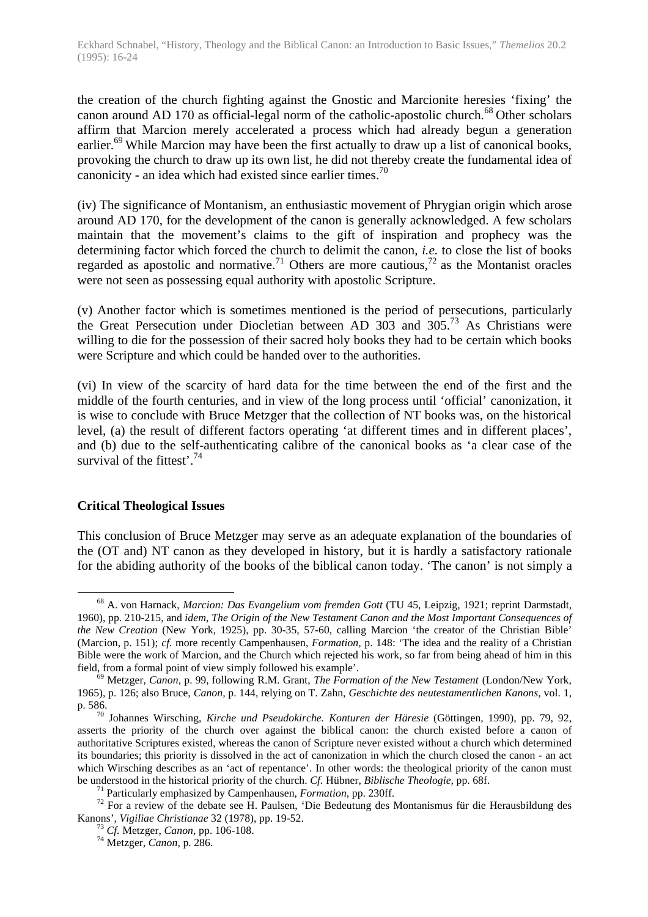the creation of the church fighting against the Gnostic and Marcionite heresies 'fixing' the canon around AD 170 as official-legal norm of the catholic-apostolic church.[68] Other scholars affirm that Marcion merely accelerated a process which had already begun a generation earlier.[69] While Marcion may have been the first actually to draw up a list of canonical books, provoking the church to draw up its own list, he did not thereby create the fundamental idea of canonicity - an idea which had existed since earlier times.[70]

(iv) The significance of Montanism, an enthusiastic movement of Phrygian origin which arose around AD 170, for the development of the canon is generally acknowledged. A few scholars maintain that the movement's claims to the gift of inspiration and prophecy was the determining factor which forced the church to delimit the canon, *i.e.* to close the list of books regarded as apostolic and normative.[71] Others are more cautious,[72] as the Montanist oracles were not seen as possessing equal authority with apostolic Scripture.

(v) Another factor which is sometimes mentioned is the period of persecutions, particularly the Great Persecution under Diocletian between AD 303 and 305.[73] As Christians were willing to die for the possession of their sacred holy books they had to be certain which books were Scripture and which could be handed over to the authorities.

(vi) In view of the scarcity of hard data for the time between the end of the first and the middle of the fourth centuries, and in view of the long process until 'official' canonization, it is wise to conclude with Bruce Metzger that the collection of NT books was, on the historical level, (a) the result of different factors operating 'at different times and in different places', and (b) due to the self-authenticating calibre of the canonical books as 'a clear case of the survival of the fittest'.[74]

### Critical Theological Issues

This conclusion of Bruce Metzger may serve as an adequate explanation of the boundaries of the (OT and) NT canon as they developed in history, but it is hardly a satisfactory rationale for the abiding authority of the books of the biblical canon today. 'The canon' is not simply a

---

[68] A. von Harnack, *Marcion: Das Evangelium vom fremden Gott* (TU 45, Leipzig, 1921; reprint Darmstadt, 1960), pp. 210-215, and *idem*, *The Origin of the New Testament Canon and the Most Important Consequences of the New Creation* (New York, 1925), pp. 30-35, 57-60, calling Marcion 'the creator of the Christian Bible' (Marcion, p. 151); *cf.* more recently Campenhausen, *Formation,* p. 148: 'The idea and the reality of a Christian Bible were the work of Marcion, and the Church which rejected his work, so far from being ahead of him in this field, from a formal point of view simply followed his example'.

[69] Metzger, *Canon,* p. 99, following R.M. Grant, *The Formation of the New Testament* (London/New York, 1965), p. 126; also Bruce, *Canon,* p. 144, relying on T. Zahn, *Geschichte des neutestamentlichen Kanons,* vol. 1, p. 586.

[70] Johannes Wirsching, *Kirche und Pseudokirche. Konturen der Häresie* (Göttingen, 1990), pp. 79, 92, asserts the priority of the church over against the biblical canon: the church existed before a canon of authoritative Scriptures existed, whereas the canon of Scripture never existed without a church which determined its boundaries; this priority is dissolved in the act of canonization in which the church closed the canon - an act which Wirsching describes as an 'act of repentance'. In other words: the theological priority of the canon must be understood in the historical priority of the church. *Cf.* Hübner, *Biblische Theologie,* pp. 68f.

[71] Particularly emphasized by Campenhausen, *Formation,* pp. 230ff.

[72] For a review of the debate see H. Paulsen, 'Die Bedeutung des Montanismus für die Herausbildung des Kanons', *Vigiliae Christianae* 32 (1978), pp. 19-52.

[73] *Cf.* Metzger, *Canon,* pp. 106-108.

[74] Metzger, *Canon,* p. 286.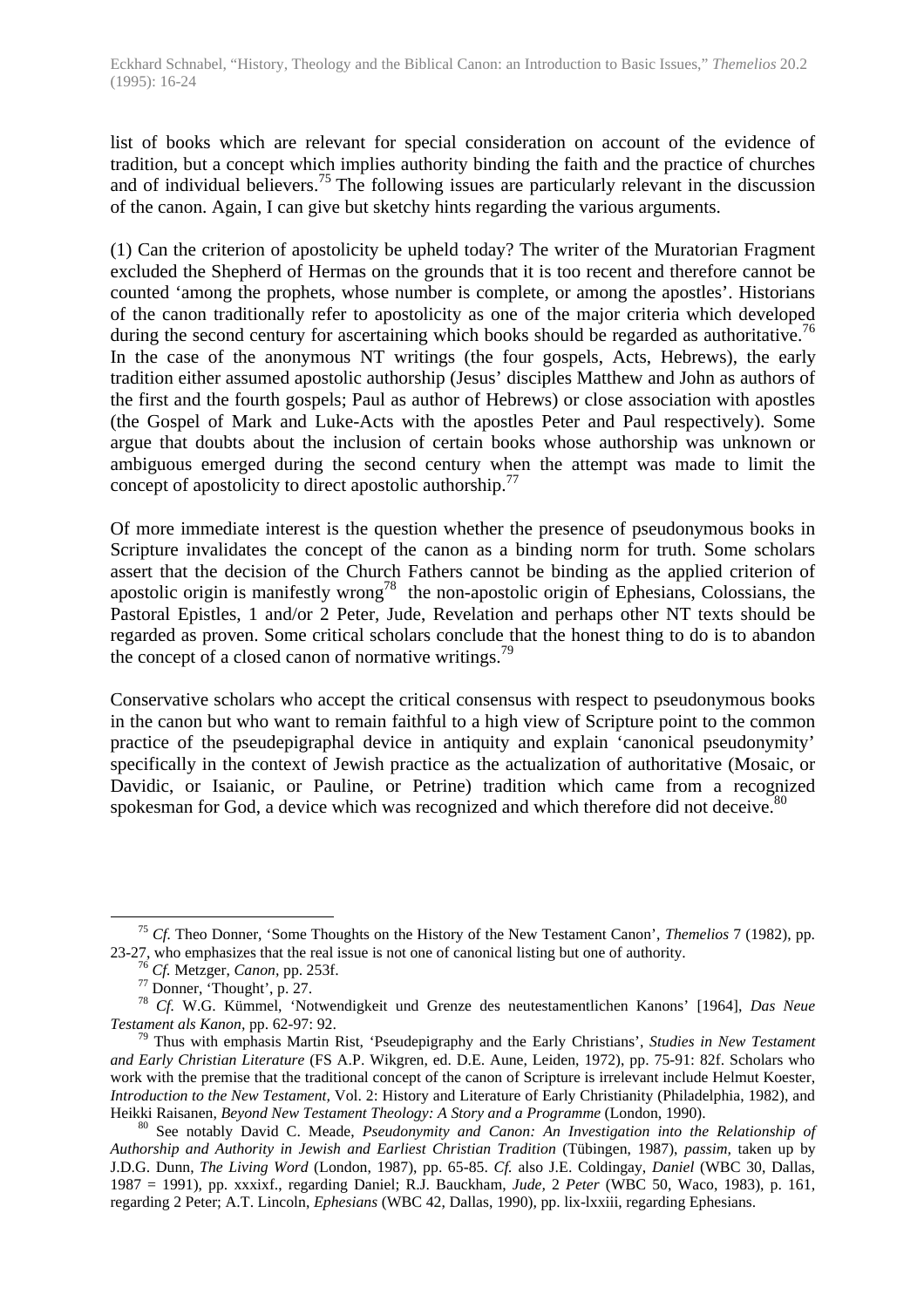list of books which are relevant for special consideration on account of the evidence of tradition, but a concept which implies authority binding the faith and the practice of churches and of individual believers.[75] The following issues are particularly relevant in the discussion of the canon. Again, I can give but sketchy hints regarding the various arguments.

(1) Can the criterion of apostolicity be upheld today? The writer of the Muratorian Fragment excluded the Shepherd of Hermas on the grounds that it is too recent and therefore cannot be counted 'among the prophets, whose number is complete, or among the apostles'. Historians of the canon traditionally refer to apostolicity as one of the major criteria which developed during the second century for ascertaining which books should be regarded as authoritative.[76] In the case of the anonymous NT writings (the four gospels, Acts, Hebrews), the early tradition either assumed apostolic authorship (Jesus' disciples Matthew and John as authors of the first and the fourth gospels; Paul as author of Hebrews) or close association with apostles (the Gospel of Mark and Luke-Acts with the apostles Peter and Paul respectively). Some argue that doubts about the inclusion of certain books whose authorship was unknown or ambiguous emerged during the second century when the attempt was made to limit the concept of apostolicity to direct apostolic authorship.[77]

Of more immediate interest is the question whether the presence of pseudonymous books in Scripture invalidates the concept of the canon as a binding norm for truth. Some scholars assert that the decision of the Church Fathers cannot be binding as the applied criterion of apostolic origin is manifestly wrong[78] the non-apostolic origin of Ephesians, Colossians, the Pastoral Epistles, 1 and/or 2 Peter, Jude, Revelation and perhaps other NT texts should be regarded as proven. Some critical scholars conclude that the honest thing to do is to abandon the concept of a closed canon of normative writings.[79]

Conservative scholars who accept the critical consensus with respect to pseudonymous books in the canon but who want to remain faithful to a high view of Scripture point to the common practice of the pseudepigraphal device in antiquity and explain 'canonical pseudonymity' specifically in the context of Jewish practice as the actualization of authoritative (Mosaic, or Davidic, or Isaianic, or Pauline, or Petrine) tradition which came from a recognized spokesman for God, a device which was recognized and which therefore did not deceive.[80]

---

[75] *Cf.* Theo Donner, 'Some Thoughts on the History of the New Testament Canon', *Themelios* 7 (1982), pp. 23-27, who emphasizes that the real issue is not one of canonical listing but one of authority.

[76] *Cf.* Metzger, *Canon,* pp. 253f.

[77] Donner, 'Thought', p. 27.

[78] *Cf.* W.G. Kümmel, 'Notwendigkeit und Grenze des neutestamentlichen Kanons' [1964], *Das Neue Testament als Kanon*, pp. 62-97: 92.

[79] Thus with emphasis Martin Rist, 'Pseudepigraphy and the Early Christians', *Studies in New Testament and Early Christian Literature* (FS A.P. Wikgren, ed. D.E. Aune, Leiden, 1972), pp. 75-91: 82f. Scholars who work with the premise that the traditional concept of the canon of Scripture is irrelevant include Helmut Koester, *Introduction to the New Testament,* Vol. 2: History and Literature of Early Christianity (Philadelphia, 1982), and Heikki Raisanen, *Beyond New Testament Theology: A Story and a Programme* (London, 1990).

[80] See notably David C. Meade, *Pseudonymity and Canon: An Investigation into the Relationship of Authorship and Authority in Jewish and Earliest Christian Tradition* (Tübingen, 1987), *passim,* taken up by J.D.G. Dunn, *The Living Word* (London, 1987), pp. 65-85. *Cf.* also J.E. Coldingay, *Daniel* (WBC 30, Dallas, 1987 = 1991), pp. xxxixf., regarding Daniel; R.J. Bauckham, *Jude,* 2 *Peter* (WBC 50, Waco, 1983), p. 161, regarding 2 Peter; A.T. Lincoln, *Ephesians* (WBC 42, Dallas, 1990), pp. lix-lxxiii, regarding Ephesians.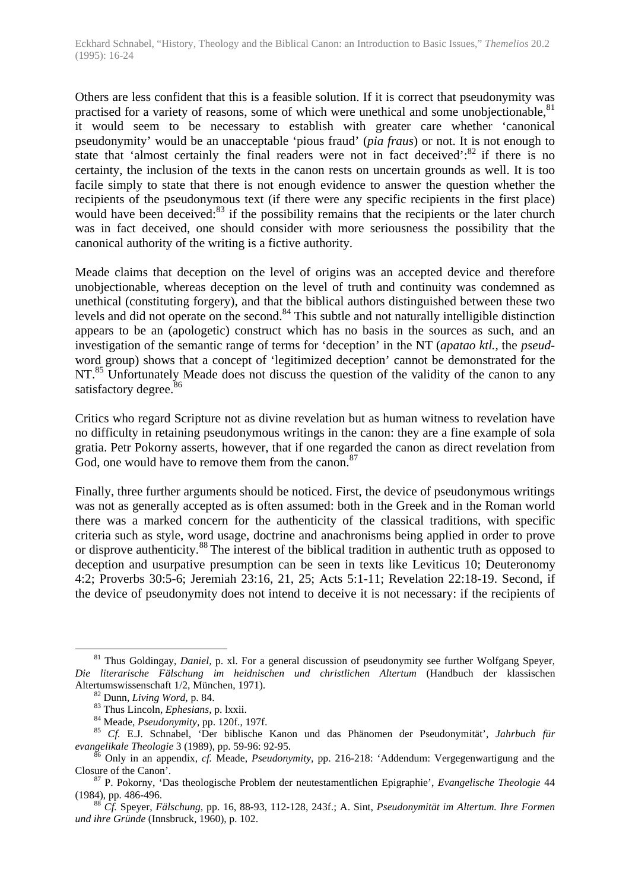Others are less confident that this is a feasible solution. If it is correct that pseudonymity was practised for a variety of reasons, some of which were unethical and some unobjectionable,[81] it would seem to be necessary to establish with greater care whether 'canonical pseudonymity' would be an unacceptable 'pious fraud' (*pia fraus*) or not. It is not enough to state that 'almost certainly the final readers were not in fact deceived':[82] if there is no certainty, the inclusion of the texts in the canon rests on uncertain grounds as well. It is too facile simply to state that there is not enough evidence to answer the question whether the recipients of the pseudonymous text (if there were any specific recipients in the first place) would have been deceived:[83] if the possibility remains that the recipients or the later church was in fact deceived, one should consider with more seriousness the possibility that the canonical authority of the writing is a fictive authority.

Meade claims that deception on the level of origins was an accepted device and therefore unobjectionable, whereas deception on the level of truth and continuity was condemned as unethical (constituting forgery), and that the biblical authors distinguished between these two levels and did not operate on the second.[84] This subtle and not naturally intelligible distinction appears to be an (apologetic) construct which has no basis in the sources as such, and an investigation of the semantic range of terms for 'deception' in the NT (*apatao ktl.*, the *pseud*-word group) shows that a concept of 'legitimized deception' cannot be demonstrated for the NT.[85] Unfortunately Meade does not discuss the question of the validity of the canon to any satisfactory degree.[86]

Critics who regard Scripture not as divine revelation but as human witness to revelation have no difficulty in retaining pseudonymous writings in the canon: they are a fine example of sola gratia. Petr Pokorny asserts, however, that if one regarded the canon as direct revelation from God, one would have to remove them from the canon.[87]

Finally, three further arguments should be noticed. First, the device of pseudonymous writings was not as generally accepted as is often assumed: both in the Greek and in the Roman world there was a marked concern for the authenticity of the classical traditions, with specific criteria such as style, word usage, doctrine and anachronisms being applied in order to prove or disprove authenticity.[88] The interest of the biblical tradition in authentic truth as opposed to deception and usurpative presumption can be seen in texts like Leviticus 10; Deuteronomy 4:2; Proverbs 30:5-6; Jeremiah 23:16, 21, 25; Acts 5:1-11; Revelation 22:18-19. Second, if the device of pseudonymity does not intend to deceive it is not necessary: if the recipients of

---

[81] Thus Goldingay, *Daniel*, p. xl. For a general discussion of pseudonymity see further Wolfgang Speyer, *Die literarische Fälschung im heidnischen und christlichen Altertum* (Handbuch der klassischen Altertumswissenschaft 1/2, München, 1971).

[82] Dunn, *Living Word*, p. 84.

[83] Thus Lincoln, *Ephesians*, p. lxxii.

[84] Meade, *Pseudonymity*, pp. 120f., 197f.

[85] *Cf.* E.J. Schnabel, 'Der biblische Kanon und das Phänomen der Pseudonymität', *Jahrbuch für evangelikale Theologie* 3 (1989), pp. 59-96: 92-95.

[86] Only in an appendix, *cf.* Meade, *Pseudonymity*, pp. 216-218: 'Addendum: Vergegenwartigung and the Closure of the Canon'.

[87] P. Pokorny, 'Das theologische Problem der neutestamentlichen Epigraphie', *Evangelische Theologie* 44 (1984), pp. 486-496.

[88] *Cf.* Speyer, *Fälschung*, pp. 16, 88-93, 112-128, 243f.; A. Sint, *Pseudonymität im Altertum. Ihre Formen und ihre Gründe* (Innsbruck, 1960), p. 102.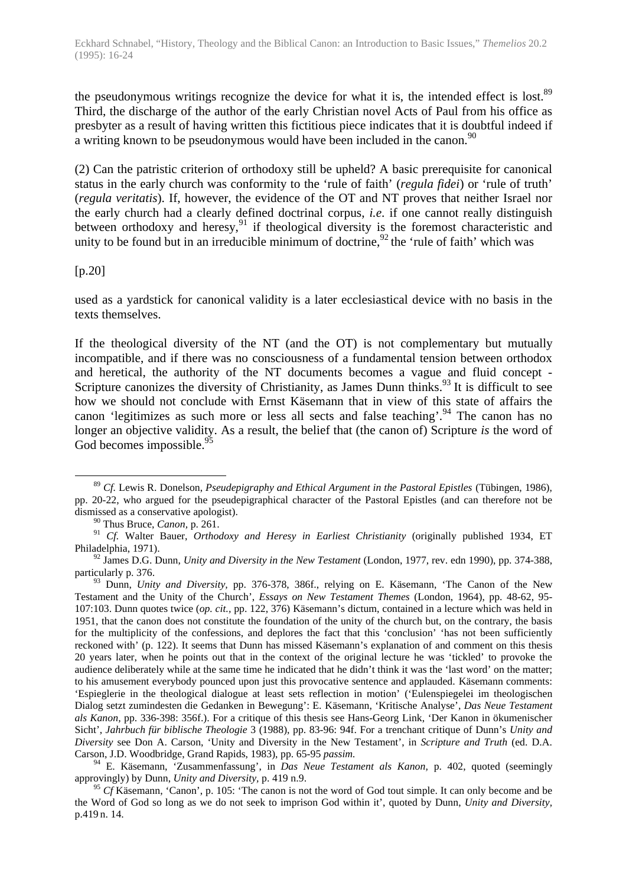the pseudonymous writings recognize the device for what it is, the intended effect is lost.[89] Third, the discharge of the author of the early Christian novel Acts of Paul from his office as presbyter as a result of having written this fictitious piece indicates that it is doubtful indeed if a writing known to be pseudonymous would have been included in the canon.[90]

(2) Can the patristic criterion of orthodoxy still be upheld? A basic prerequisite for canonical status in the early church was conformity to the 'rule of faith' (*regula fidei*) or 'rule of truth' (*regula veritatis*). If, however, the evidence of the OT and NT proves that neither Israel nor the early church had a clearly defined doctrinal corpus, *i.e.* if one cannot really distinguish between orthodoxy and heresy,[91] if theological diversity is the foremost characteristic and unity to be found but in an irreducible minimum of doctrine,[92] the 'rule of faith' which was

[p.20]

used as a yardstick for canonical validity is a later ecclesiastical device with no basis in the texts themselves.

If the theological diversity of the NT (and the OT) is not complementary but mutually incompatible, and if there was no consciousness of a fundamental tension between orthodox and heretical, the authority of the NT documents becomes a vague and fluid concept - Scripture canonizes the diversity of Christianity, as James Dunn thinks.[93] It is difficult to see how we should not conclude with Ernst Käsemann that in view of this state of affairs the canon 'legitimizes as such more or less all sects and false teaching'.[94] The canon has no longer an objective validity. As a result, the belief that (the canon of) Scripture *is* the word of God becomes impossible.[95]

---

[89] *Cf.* Lewis R. Donelson, *Pseudepigraphy and Ethical Argument in the Pastoral Epistles* (Tübingen, 1986), pp. 20-22, who argued for the pseudepigraphical character of the Pastoral Epistles (and can therefore not be dismissed as a conservative apologist).

[90] Thus Bruce, *Canon,* p. 261.

[91] *Cf.* Walter Bauer, *Orthodoxy and Heresy in Earliest Christianity* (originally published 1934, ET Philadelphia, 1971).

[92] James D.G. Dunn, *Unity and Diversity in the New Testament* (London, 1977, rev. edn 1990), pp. 374-388, particularly p. 376.

[93] Dunn, *Unity and Diversity,* pp. 376-378, 386f., relying on E. Käsemann, 'The Canon of the New Testament and the Unity of the Church', *Essays on New Testament Themes* (London, 1964), pp. 48-62, 95-107:103. Dunn quotes twice (*op. cit.,* pp. 122, 376) Käsemann's dictum, contained in a lecture which was held in 1951, that the canon does not constitute the foundation of the unity of the church but, on the contrary, the basis for the multiplicity of the confessions, and deplores the fact that this 'conclusion' 'has not been sufficiently reckoned with' (p. 122). It seems that Dunn has missed Käsemann's explanation of and comment on this thesis 20 years later, when he points out that in the context of the original lecture he was 'tickled' to provoke the audience deliberately while at the same time he indicated that he didn't think it was the 'last word' on the matter; to his amusement everybody pounced upon just this provocative sentence and applauded. Käsemann comments: 'Espieglerie in the theological dialogue at least sets reflection in motion' ('Eulenspiegelei im theologischen Dialog setzt zumindesten die Gedanken in Bewegung': E. Käsemann, 'Kritische Analyse', *Das Neue Testament als Kanon,* pp. 336-398: 356f.). For a critique of this thesis see Hans-Georg Link, 'Der Kanon in ökumenischer Sicht', *Jahrbuch für biblische Theologie* 3 (1988), pp. 83-96: 94f. For a trenchant critique of Dunn's *Unity and Diversity* see Don A. Carson, 'Unity and Diversity in the New Testament', in *Scripture and Truth* (ed. D.A. Carson, J.D. Woodbridge, Grand Rapids, 1983), pp. 65-95 *passim.*

[94] E. Käsemann, 'Zusammenfassung', in *Das Neue Testament als Kanon,* p. 402, quoted (seemingly approvingly) by Dunn, *Unity and Diversity,* p. 419 n.9.

[95] *Cf* Käsemann, 'Canon', p. 105: 'The canon is not the word of God tout simple. It can only become and be the Word of God so long as we do not seek to imprison God within it', quoted by Dunn, *Unity and Diversity,* p.419 n. 14.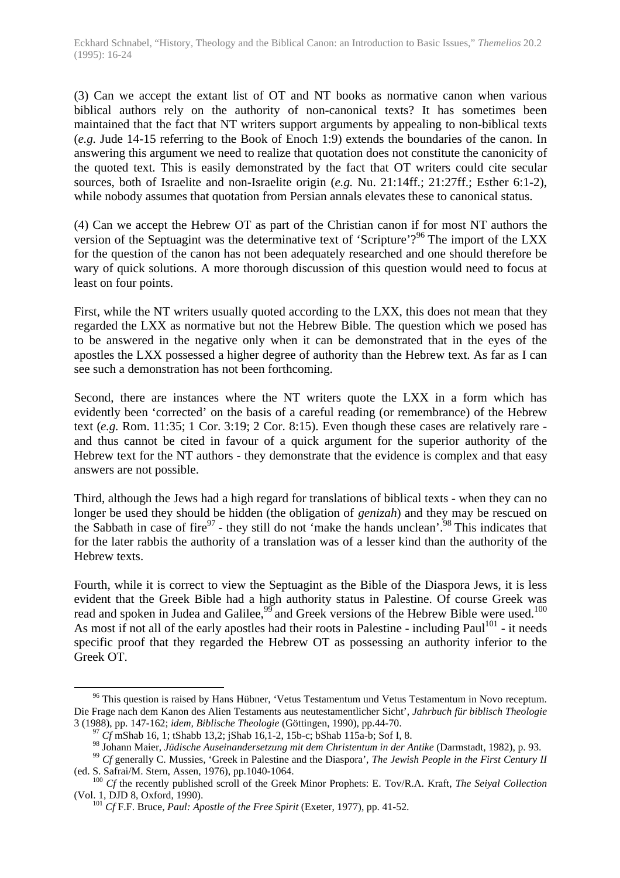(3) Can we accept the extant list of OT and NT books as normative canon when various biblical authors rely on the authority of non-canonical texts? It has sometimes been maintained that the fact that NT writers support arguments by appealing to non-biblical texts (*e.g.* Jude 14-15 referring to the Book of Enoch 1:9) extends the boundaries of the canon. In answering this argument we need to realize that quotation does not constitute the canonicity of the quoted text. This is easily demonstrated by the fact that OT writers could cite secular sources, both of Israelite and non-Israelite origin (*e.g.* Nu. 21:14ff.; 21:27ff.; Esther 6:1-2), while nobody assumes that quotation from Persian annals elevates these to canonical status.

(4) Can we accept the Hebrew OT as part of the Christian canon if for most NT authors the version of the Septuagint was the determinative text of 'Scripture'?[96] The import of the LXX for the question of the canon has not been adequately researched and one should therefore be wary of quick solutions. A more thorough discussion of this question would need to focus at least on four points.

First, while the NT writers usually quoted according to the LXX, this does not mean that they regarded the LXX as normative but not the Hebrew Bible. The question which we posed has to be answered in the negative only when it can be demonstrated that in the eyes of the apostles the LXX possessed a higher degree of authority than the Hebrew text. As far as I can see such a demonstration has not been forthcoming.

Second, there are instances where the NT writers quote the LXX in a form which has evidently been 'corrected' on the basis of a careful reading (or remembrance) of the Hebrew text (*e.g.* Rom. 11:35; 1 Cor. 3:19; 2 Cor. 8:15). Even though these cases are relatively rare - and thus cannot be cited in favour of a quick argument for the superior authority of the Hebrew text for the NT authors - they demonstrate that the evidence is complex and that easy answers are not possible.

Third, although the Jews had a high regard for translations of biblical texts - when they can no longer be used they should be hidden (the obligation of *genizah*) and they may be rescued on the Sabbath in case of fire[97] - they still do not 'make the hands unclean'.[98] This indicates that for the later rabbis the authority of a translation was of a lesser kind than the authority of the Hebrew texts.

Fourth, while it is correct to view the Septuagint as the Bible of the Diaspora Jews, it is less evident that the Greek Bible had a high authority status in Palestine. Of course Greek was read and spoken in Judea and Galilee,[99] and Greek versions of the Hebrew Bible were used.[100] As most if not all of the early apostles had their roots in Palestine - including Paul[101] - it needs specific proof that they regarded the Hebrew OT as possessing an authority inferior to the Greek OT.

---

[96] This question is raised by Hans Hübner, 'Vetus Testamentum und Vetus Testamentum in Novo receptum. Die Frage nach dem Kanon des Alten Testaments aus neutestamentlicher Sicht', *Jahrbuch für biblisch Theologie* 3 (1988), pp. 147-162; *idem*, *Biblische Theologie* (Göttingen, 1990), pp.44-70.

[97] *Cf* mShab 16, 1; tShabb 13,2; jShab 16,1-2, 15b-c; bShab 115a-b; Sof I, 8.

[98] Johann Maier, *Jüdische Auseinandersetzung mit dem Christentum in der Antike* (Darmstadt, 1982), p. 93.

[99] *Cf* generally C. Mussies, 'Greek in Palestine and the Diaspora', *The Jewish People in the First Century II* (ed. S. Safrai/M. Stern, Assen, 1976), pp.1040-1064.

[100] *Cf* the recently published scroll of the Greek Minor Prophets: E. Tov/R.A. Kraft, *The Seiyal Collection* (Vol. 1, DJD 8, Oxford, 1990).

[101] *Cf* F.F. Bruce, *Paul: Apostle of the Free Spirit* (Exeter, 1977), pp. 41-52.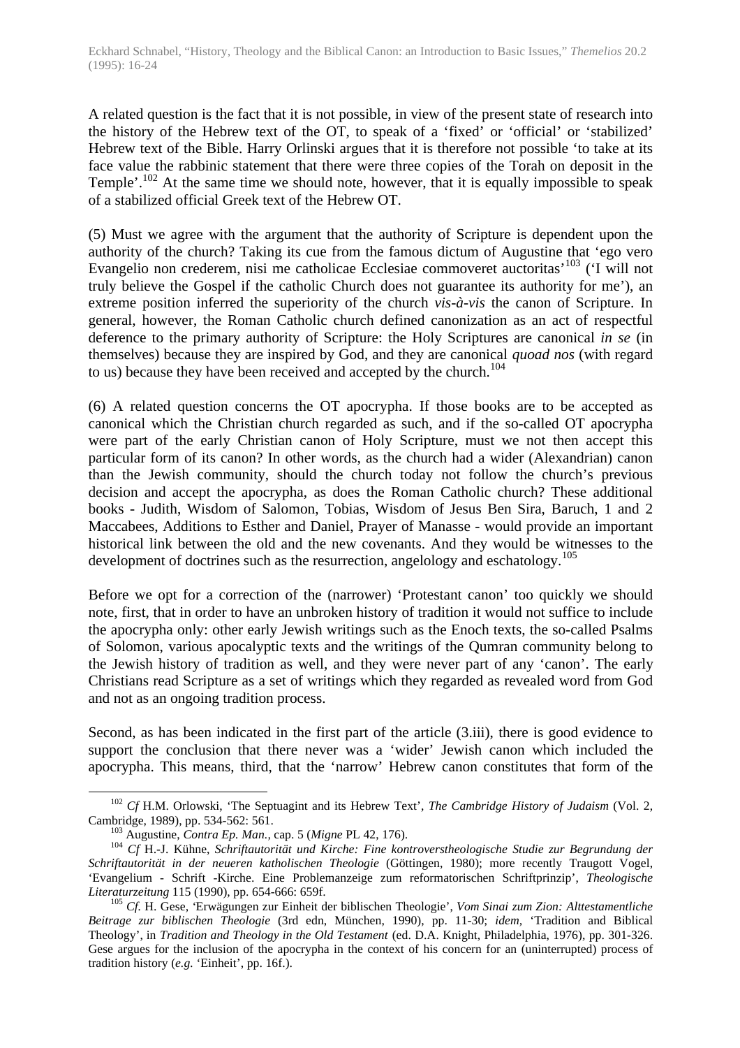A related question is the fact that it is not possible, in view of the present state of research into the history of the Hebrew text of the OT, to speak of a 'fixed' or 'official' or 'stabilized' Hebrew text of the Bible. Harry Orlinski argues that it is therefore not possible 'to take at its face value the rabbinic statement that there were three copies of the Torah on deposit in the Temple'.[102] At the same time we should note, however, that it is equally impossible to speak of a stabilized official Greek text of the Hebrew OT.

(5) Must we agree with the argument that the authority of Scripture is dependent upon the authority of the church? Taking its cue from the famous dictum of Augustine that 'ego vero Evangelio non crederem, nisi me catholicae Ecclesiae commoveret auctoritas'[103] ('I will not truly believe the Gospel if the catholic Church does not guarantee its authority for me'), an extreme position inferred the superiority of the church *vis-à-vis* the canon of Scripture. In general, however, the Roman Catholic church defined canonization as an act of respectful deference to the primary authority of Scripture: the Holy Scriptures are canonical *in se* (in themselves) because they are inspired by God, and they are canonical *quoad nos* (with regard to us) because they have been received and accepted by the church.[104]

(6) A related question concerns the OT apocrypha. If those books are to be accepted as canonical which the Christian church regarded as such, and if the so-called OT apocrypha were part of the early Christian canon of Holy Scripture, must we not then accept this particular form of its canon? In other words, as the church had a wider (Alexandrian) canon than the Jewish community, should the church today not follow the church's previous decision and accept the apocrypha, as does the Roman Catholic church? These additional books - Judith, Wisdom of Salomon, Tobias, Wisdom of Jesus Ben Sira, Baruch, 1 and 2 Maccabees, Additions to Esther and Daniel, Prayer of Manasse - would provide an important historical link between the old and the new covenants. And they would be witnesses to the development of doctrines such as the resurrection, angelology and eschatology.[105]

Before we opt for a correction of the (narrower) 'Protestant canon' too quickly we should note, first, that in order to have an unbroken history of tradition it would not suffice to include the apocrypha only: other early Jewish writings such as the Enoch texts, the so-called Psalms of Solomon, various apocalyptic texts and the writings of the Qumran community belong to the Jewish history of tradition as well, and they were never part of any 'canon'. The early Christians read Scripture as a set of writings which they regarded as revealed word from God and not as an ongoing tradition process.

Second, as has been indicated in the first part of the article (3.iii), there is good evidence to support the conclusion that there never was a 'wider' Jewish canon which included the apocrypha. This means, third, that the 'narrow' Hebrew canon constitutes that form of the

---

[102] *Cf* H.M. Orlowski, 'The Septuagint and its Hebrew Text', *The Cambridge History of Judaism* (Vol. 2, Cambridge, 1989), pp. 534-562: 561.

[103] Augustine, *Contra Ep. Man.,* cap. 5 (*Migne* PL 42, 176).

[104] *Cf* H.-J. Kühne, *Schriftautorität und Kirche: Fine kontroverstheologische Studie zur Begrundung der Schriftautorität in der neueren katholischen Theologie* (Göttingen, 1980); more recently Traugott Vogel, 'Evangelium - Schrift -Kirche. Eine Problemanzeige zum reformatorischen Schriftprinzip', *Theologische Literaturzeitung* 115 (1990), pp. 654-666: 659f.

[105] *Cf.* H. Gese, 'Erwägungen zur Einheit der biblischen Theologie', *Vom Sinai zum Zion: Alttestamentliche Beitrage zur biblischen Theologie* (3rd edn, München, 1990), pp. 11-30; *idem,* 'Tradition and Biblical Theology', in *Tradition and Theology in the Old Testament* (ed. D.A. Knight, Philadelphia, 1976), pp. 301-326. Gese argues for the inclusion of the apocrypha in the context of his concern for an (uninterrupted) process of tradition history (*e.g.* 'Einheit', pp. 16f.).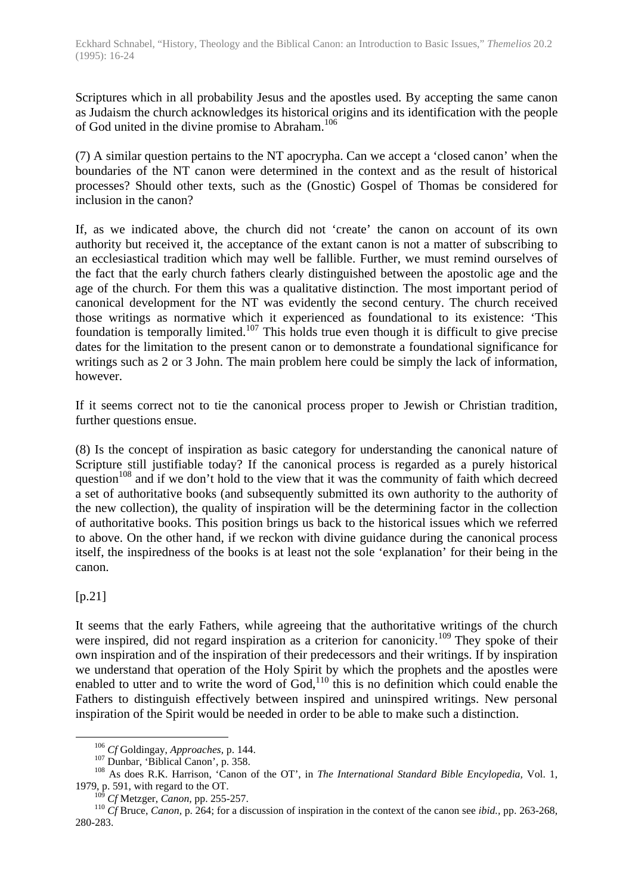Scriptures which in all probability Jesus and the apostles used. By accepting the same canon as Judaism the church acknowledges its historical origins and its identification with the people of God united in the divine promise to Abraham.[106]

(7) A similar question pertains to the NT apocrypha. Can we accept a 'closed canon' when the boundaries of the NT canon were determined in the context and as the result of historical processes? Should other texts, such as the (Gnostic) Gospel of Thomas be considered for inclusion in the canon?

If, as we indicated above, the church did not 'create' the canon on account of its own authority but received it, the acceptance of the extant canon is not a matter of subscribing to an ecclesiastical tradition which may well be fallible. Further, we must remind ourselves of the fact that the early church fathers clearly distinguished between the apostolic age and the age of the church. For them this was a qualitative distinction. The most important period of canonical development for the NT was evidently the second century. The church received those writings as normative which it experienced as foundational to its existence: 'This foundation is temporally limited.[107] This holds true even though it is difficult to give precise dates for the limitation to the present canon or to demonstrate a foundational significance for writings such as 2 or 3 John. The main problem here could be simply the lack of information, however.

If it seems correct not to tie the canonical process proper to Jewish or Christian tradition, further questions ensue.

(8) Is the concept of inspiration as basic category for understanding the canonical nature of Scripture still justifiable today? If the canonical process is regarded as a purely historical question[108] and if we don't hold to the view that it was the community of faith which decreed a set of authoritative books (and subsequently submitted its own authority to the authority of the new collection), the quality of inspiration will be the determining factor in the collection of authoritative books. This position brings us back to the historical issues which we referred to above. On the other hand, if we reckon with divine guidance during the canonical process itself, the inspiredness of the books is at least not the sole 'explanation' for their being in the canon.

[p.21]

It seems that the early Fathers, while agreeing that the authoritative writings of the church were inspired, did not regard inspiration as a criterion for canonicity.[109] They spoke of their own inspiration and of the inspiration of their predecessors and their writings. If by inspiration we understand that operation of the Holy Spirit by which the prophets and the apostles were enabled to utter and to write the word of God,[110] this is no definition which could enable the Fathers to distinguish effectively between inspired and uninspired writings. New personal inspiration of the Spirit would be needed in order to be able to make such a distinction.

---

[106] *Cf* Goldingay, *Approaches,* p. 144.

[107] Dunbar, 'Biblical Canon', p. 358.

[108] As does R.K. Harrison, 'Canon of the OT', in *The International Standard Bible Encyclopedia,* Vol. 1, 1979, p. 591, with regard to the OT.

[109] *Cf* Metzger, *Canon,* pp. 255-257.

[110] *Cf* Bruce, *Canon,* p. 264; for a discussion of inspiration in the context of the canon see *ibid.,* pp. 263-268, 280-283.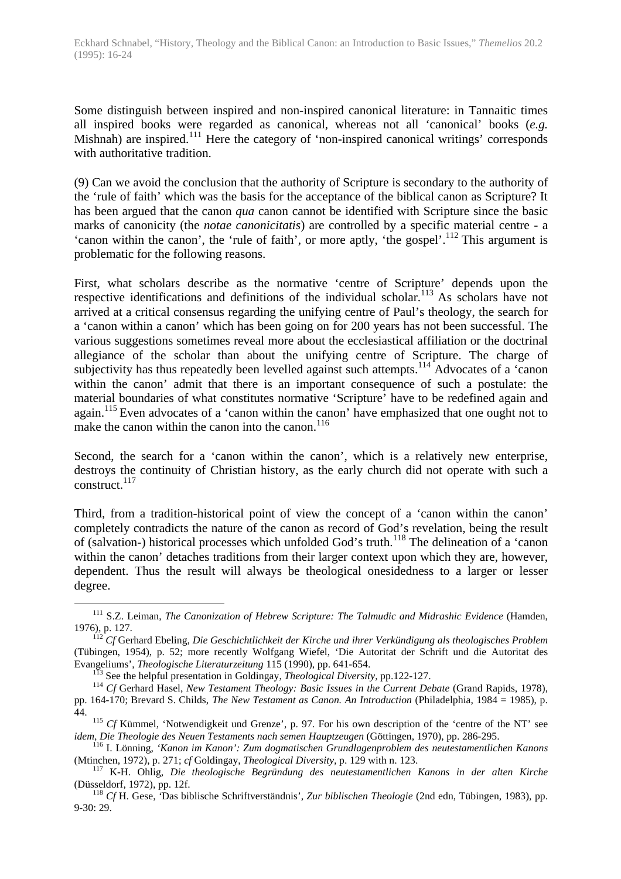Some distinguish between inspired and non-inspired canonical literature: in Tannaitic times all inspired books were regarded as canonical, whereas not all 'canonical' books (*e.g.* Mishnah) are inspired.[111] Here the category of 'non-inspired canonical writings' corresponds with authoritative tradition.

(9) Can we avoid the conclusion that the authority of Scripture is secondary to the authority of the 'rule of faith' which was the basis for the acceptance of the biblical canon as Scripture? It has been argued that the canon *qua* canon cannot be identified with Scripture since the basic marks of canonicity (the *notae canonicitatis*) are controlled by a specific material centre - a 'canon within the canon', the 'rule of faith', or more aptly, 'the gospel'.[112] This argument is problematic for the following reasons.

First, what scholars describe as the normative 'centre of Scripture' depends upon the respective identifications and definitions of the individual scholar.[113] As scholars have not arrived at a critical consensus regarding the unifying centre of Paul's theology, the search for a 'canon within a canon' which has been going on for 200 years has not been successful. The various suggestions sometimes reveal more about the ecclesiastical affiliation or the doctrinal allegiance of the scholar than about the unifying centre of Scripture. The charge of subjectivity has thus repeatedly been levelled against such attempts.[114] Advocates of a 'canon within the canon' admit that there is an important consequence of such a postulate: the material boundaries of what constitutes normative 'Scripture' have to be redefined again and again.[115] Even advocates of a 'canon within the canon' have emphasized that one ought not to make the canon within the canon into the canon.[116]

Second, the search for a 'canon within the canon', which is a relatively new enterprise, destroys the continuity of Christian history, as the early church did not operate with such a construct.[117]

Third, from a tradition-historical point of view the concept of a 'canon within the canon' completely contradicts the nature of the canon as record of God's revelation, being the result of (salvation-) historical processes which unfolded God's truth.[118] The delineation of a 'canon within the canon' detaches traditions from their larger context upon which they are, however, dependent. Thus the result will always be theological onesidedness to a larger or lesser degree.

---

[111] S.Z. Leiman, *The Canonization of Hebrew Scripture: The Talmudic and Midrashic Evidence* (Hamden, 1976), p. 127.

[112] *Cf* Gerhard Ebeling, *Die Geschichtlichkeit der Kirche und ihrer Verkündigung als theologisches Problem* (Tübingen, 1954), p. 52; more recently Wolfgang Wiefel, 'Die Autoritat der Schrift und die Autoritat des Evangeliums', *Theologische Literaturzeitung* 115 (1990), pp. 641-654.

[113] See the helpful presentation in Goldingay, *Theological Diversity*, pp.122-127.

[114] *Cf* Gerhard Hasel, *New Testament Theology: Basic Issues in the Current Debate* (Grand Rapids, 1978), pp. 164-170; Brevard S. Childs, *The New Testament as Canon. An Introduction* (Philadelphia, 1984 = 1985), p. 44.

[115] *Cf* Kümmel, 'Notwendigkeit und Grenze', p. 97. For his own description of the 'centre of the NT' see *idem*, *Die Theologie des Neuen Testaments nach semen Hauptzeugen* (Göttingen, 1970), pp. 286-295.

[116] I. Lönning, *'Kanon im Kanon': Zum dogmatischen Grundlagenproblem des neutestamentlichen Kanons* (Mtinchen, 1972), p. 271; *cf* Goldingay, *Theological Diversity*, p. 129 with n. 123.

[117] K-H. Ohlig, *Die theologische Begründung des neutestamentlichen Kanons in der alten Kirche* (Düsseldorf, 1972), pp. 12f.

[118] *Cf* H. Gese, 'Das biblische Schriftverständnis', *Zur biblischen Theologie* (2nd edn, Tübingen, 1983), pp. 9-30: 29.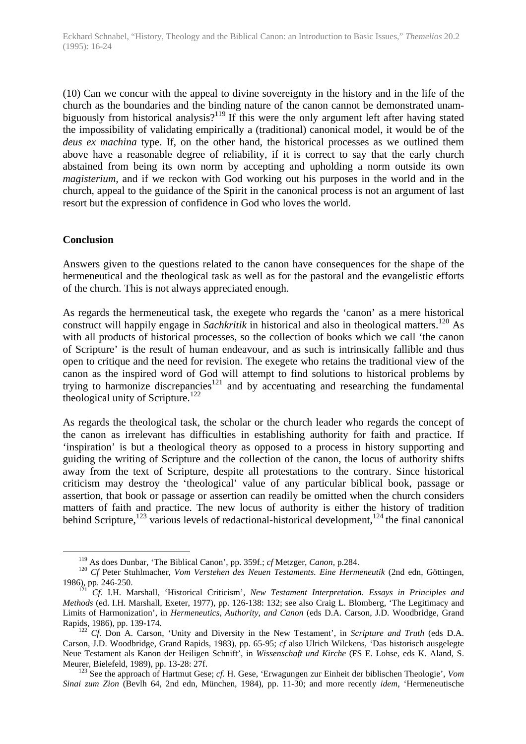(10) Can we concur with the appeal to divine sovereignty in the history and in the life of the church as the boundaries and the binding nature of the canon cannot be demonstrated unambiguously from historical analysis?[119] If this were the only argument left after having stated the impossibility of validating empirically a (traditional) canonical model, it would be of the *deus ex machina* type. If, on the other hand, the historical processes as we outlined them above have a reasonable degree of reliability, if it is correct to say that the early church abstained from being its own norm by accepting and upholding a norm outside its own *magisterium,* and if we reckon with God working out his purposes in the world and in the church, appeal to the guidance of the Spirit in the canonical process is not an argument of last resort but the expression of confidence in God who loves the world.

## Conclusion

Answers given to the questions related to the canon have consequences for the shape of the hermeneutical and the theological task as well as for the pastoral and the evangelistic efforts of the church. This is not always appreciated enough.

As regards the hermeneutical task, the exegete who regards the 'canon' as a mere historical construct will happily engage in *Sachkritik* in historical and also in theological matters.[120] As with all products of historical processes, so the collection of books which we call 'the canon of Scripture' is the result of human endeavour, and as such is intrinsically fallible and thus open to critique and the need for revision. The exegete who retains the traditional view of the canon as the inspired word of God will attempt to find solutions to historical problems by trying to harmonize discrepancies[121] and by accentuating and researching the fundamental theological unity of Scripture.[122]

As regards the theological task, the scholar or the church leader who regards the concept of the canon as irrelevant has difficulties in establishing authority for faith and practice. If 'inspiration' is but a theological theory as opposed to a process in history supporting and guiding the writing of Scripture and the collection of the canon, the locus of authority shifts away from the text of Scripture, despite all protestations to the contrary. Since historical criticism may destroy the 'theological' value of any particular biblical book, passage or assertion, that book or passage or assertion can readily be omitted when the church considers matters of faith and practice. The new locus of authority is either the history of tradition behind Scripture,[123] various levels of redactional-historical development,[124] the final canonical

---

[119] As does Dunbar, 'The Biblical Canon', pp. 359f.; *cf* Metzger, *Canon,* p.284.

[120] *Cf* Peter Stuhlmacher, *Vom Verstehen des Neuen Testaments. Eine Hermeneutik* (2nd edn, Göttingen, 1986), pp. 246-250.

[121] *Cf.* I.H. Marshall, 'Historical Criticism', *New Testament Interpretation. Essays in Principles and Methods* (ed. I.H. Marshall, Exeter, 1977), pp. 126-138: 132; see also Craig L. Blomberg, 'The Legitimacy and Limits of Harmonization', in *Hermeneutics, Authority, and Canon* (eds D.A. Carson, J.D. Woodbridge, Grand Rapids, 1986), pp. 139-174.

[122] *Cf.* Don A. Carson, 'Unity and Diversity in the New Testament', in *Scripture and Truth* (eds D.A. Carson, J.D. Woodbridge, Grand Rapids, 1983), pp. 65-95; *cf* also Ulrich Wilckens, 'Das historisch ausgelegte Neue Testament als Kanon der Heiligen Schnift', in *Wissenschaft und Kirche* (FS E. Lohse, eds K. Aland, S. Meurer, Bielefeld, 1989), pp. 13-28: 27f.

[123] See the approach of Hartmut Gese; *cf.* H. Gese, 'Erwagungen zur Einheit der biblischen Theologie', *Vom Sinai zum Zion* (Bevlh 64, 2nd edn, München, 1984), pp. 11-30; and more recently *idem,* 'Hermeneutische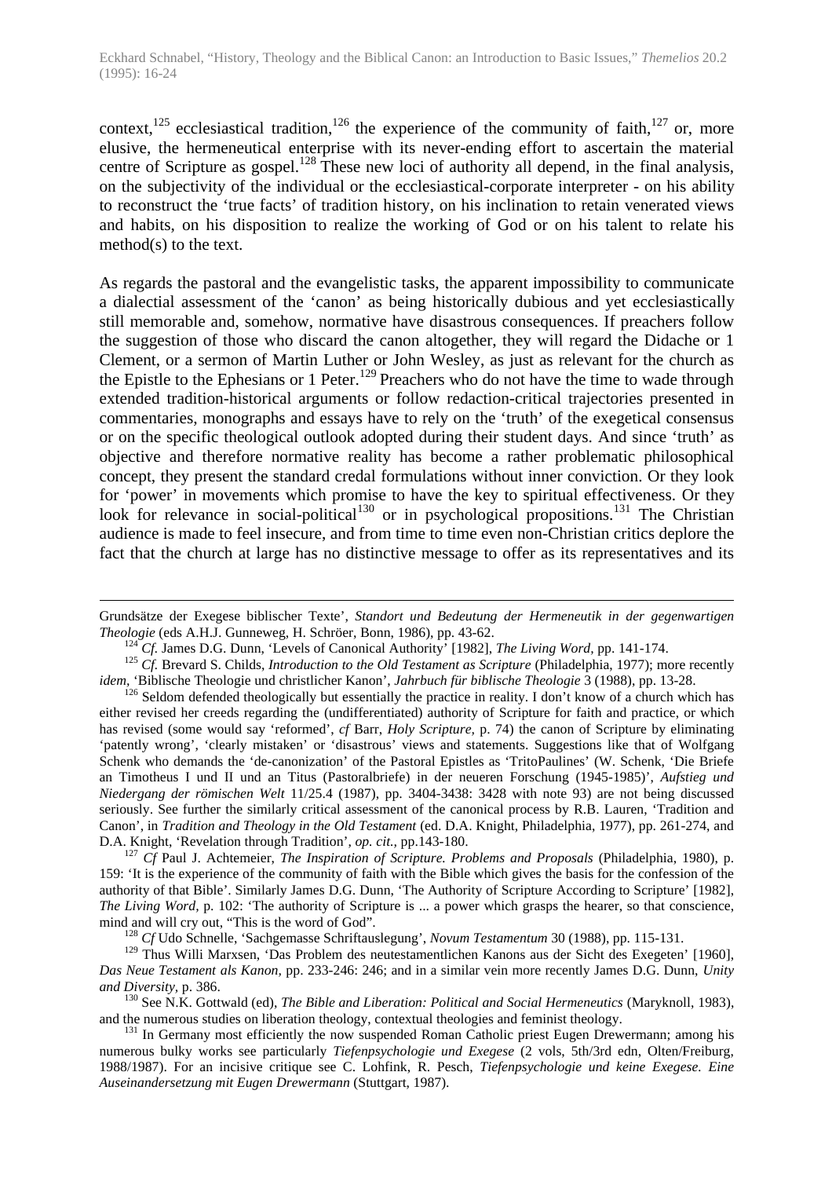context,[125] ecclesiastical tradition,[126] the experience of the community of faith,[127] or, more elusive, the hermeneutical enterprise with its never-ending effort to ascertain the material centre of Scripture as gospel.[128] These new loci of authority all depend, in the final analysis, on the subjectivity of the individual or the ecclesiastical-corporate interpreter - on his ability to reconstruct the 'true facts' of tradition history, on his inclination to retain venerated views and habits, on his disposition to realize the working of God or on his talent to relate his method(s) to the text.

As regards the pastoral and the evangelistic tasks, the apparent impossibility to communicate a dialectial assessment of the 'canon' as being historically dubious and yet ecclesiastically still memorable and, somehow, normative have disastrous consequences. If preachers follow the suggestion of those who discard the canon altogether, they will regard the Didache or 1 Clement, or a sermon of Martin Luther or John Wesley, as just as relevant for the church as the Epistle to the Ephesians or 1 Peter.[129] Preachers who do not have the time to wade through extended tradition-historical arguments or follow redaction-critical trajectories presented in commentaries, monographs and essays have to rely on the 'truth' of the exegetical consensus or on the specific theological outlook adopted during their student days. And since 'truth' as objective and therefore normative reality has become a rather problematic philosophical concept, they present the standard credal formulations without inner conviction. Or they look for 'power' in movements which promise to have the key to spiritual effectiveness. Or they look for relevance in social-political[130] or in psychological propositions.[131] The Christian audience is made to feel insecure, and from time to time even non-Christian critics deplore the fact that the church at large has no distinctive message to offer as its representatives and its

---

Grundsätze der Exegese biblischer Texte', *Standort und Bedeutung der Hermeneutik in der gegenwartigen Theologie* (eds A.H.J. Gunneweg, H. Schröer, Bonn, 1986), pp. 43-62.

[124] *Cf.* James D.G. Dunn, 'Levels of Canonical Authority' [1982], *The Living Word*, pp. 141-174.

[125] *Cf.* Brevard S. Childs, *Introduction to the Old Testament as Scripture* (Philadelphia, 1977); more recently *idem*, 'Biblische Theologie und christlicher Kanon', *Jahrbuch für biblische Theologie* 3 (1988), pp. 13-28.

[126] Seldom defended theologically but essentially the practice in reality. I don't know of a church which has either revised her creeds regarding the (undifferentiated) authority of Scripture for faith and practice, or which has revised (some would say 'reformed', *cf* Barr, *Holy Scripture*, p. 74) the canon of Scripture by eliminating 'patently wrong', 'clearly mistaken' or 'disastrous' views and statements. Suggestions like that of Wolfgang Schenk who demands the 'de-canonization' of the Pastoral Epistles as 'TritoPaulines' (W. Schenk, 'Die Briefe an Timotheus I und II und an Titus (Pastoralbriefe) in der neueren Forschung (1945-1985)', *Aufstieg und Niedergang der römischen Welt* 11/25.4 (1987), pp. 3404-3438: 3428 with note 93) are not being discussed seriously. See further the similarly critical assessment of the canonical process by R.B. Lauren, 'Tradition and Canon', in *Tradition and Theology in the Old Testament* (ed. D.A. Knight, Philadelphia, 1977), pp. 261-274, and D.A. Knight, 'Revelation through Tradition', *op. cit.*, pp.143-180.

[127] *Cf* Paul J. Achtemeier, *The Inspiration of Scripture. Problems and Proposals* (Philadelphia, 1980), p. 159: 'It is the experience of the community of faith with the Bible which gives the basis for the confession of the authority of that Bible'. Similarly James D.G. Dunn, 'The Authority of Scripture According to Scripture' [1982], *The Living Word*, p. 102: 'The authority of Scripture is ... a power which grasps the hearer, so that conscience, mind and will cry out, "This is the word of God".

[128] *Cf* Udo Schnelle, 'Sachgemasse Schriftauslegung', *Novum Testamentum* 30 (1988), pp. 115-131.

[129] Thus Willi Marxsen, 'Das Problem des neutestamentlichen Kanons aus der Sicht des Exegeten' [1960], *Das Neue Testament als Kanon*, pp. 233-246: 246; and in a similar vein more recently James D.G. Dunn, *Unity and Diversity*, p. 386.

[130] See N.K. Gottwald (ed), *The Bible and Liberation: Political and Social Hermeneutics* (Maryknoll, 1983), and the numerous studies on liberation theology, contextual theologies and feminist theology.

[131] In Germany most efficiently the now suspended Roman Catholic priest Eugen Drewermann; among his numerous bulky works see particularly *Tiefenpsychologie und Exegese* (2 vols, 5th/3rd edn, Olten/Freiburg, 1988/1987). For an incisive critique see C. Lohfink, R. Pesch, *Tiefenpsychologie und keine Exegese. Eine Auseinandersetzung mit Eugen Drewermann* (Stuttgart, 1987).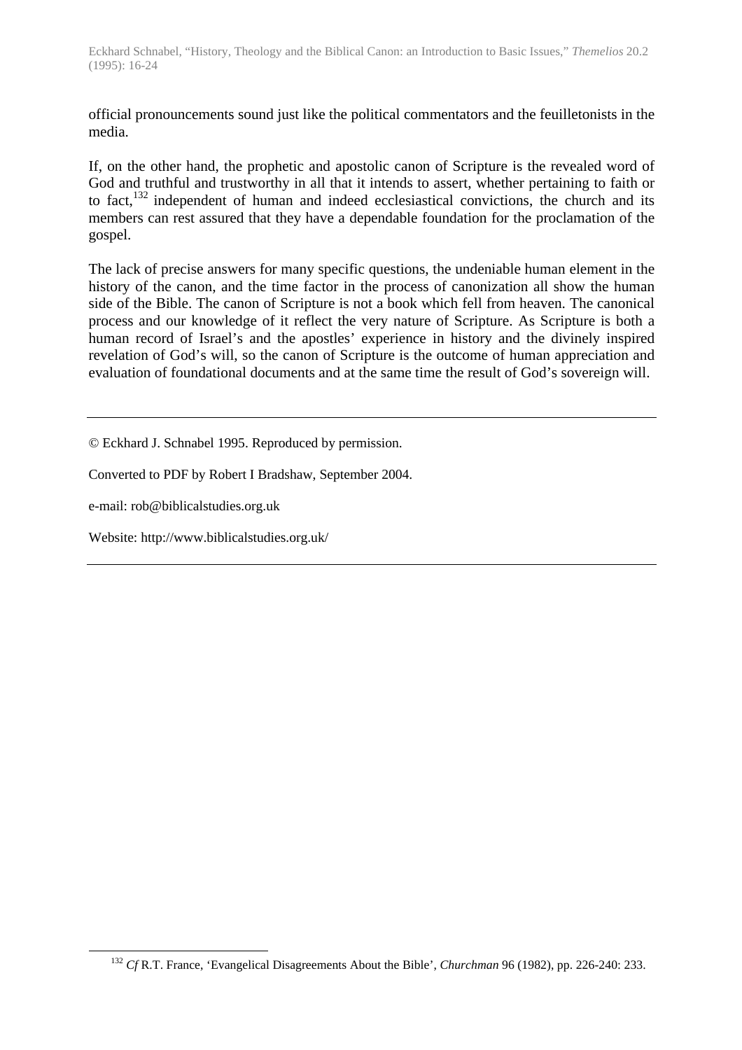official pronouncements sound just like the political commentators and the feuilletonists in the media.

If, on the other hand, the prophetic and apostolic canon of Scripture is the revealed word of God and truthful and trustworthy in all that it intends to assert, whether pertaining to faith or to fact,[132] independent of human and indeed ecclesiastical convictions, the church and its members can rest assured that they have a dependable foundation for the proclamation of the gospel.

The lack of precise answers for many specific questions, the undeniable human element in the history of the canon, and the time factor in the process of canonization all show the human side of the Bible. The canon of Scripture is not a book which fell from heaven. The canonical process and our knowledge of it reflect the very nature of Scripture. As Scripture is both a human record of Israel's and the apostles' experience in history and the divinely inspired revelation of God's will, so the canon of Scripture is the outcome of human appreciation and evaluation of foundational documents and at the same time the result of God's sovereign will.

---

© Eckhard J. Schnabel 1995. Reproduced by permission.

Converted to PDF by Robert I Bradshaw, September 2004.

e-mail: rob@biblicalstudies.org.uk

Website: http://www.biblicalstudies.org.uk/

---

[132] *Cf* R.T. France, 'Evangelical Disagreements About the Bible', *Churchman* 96 (1982), pp. 226-240: 233.